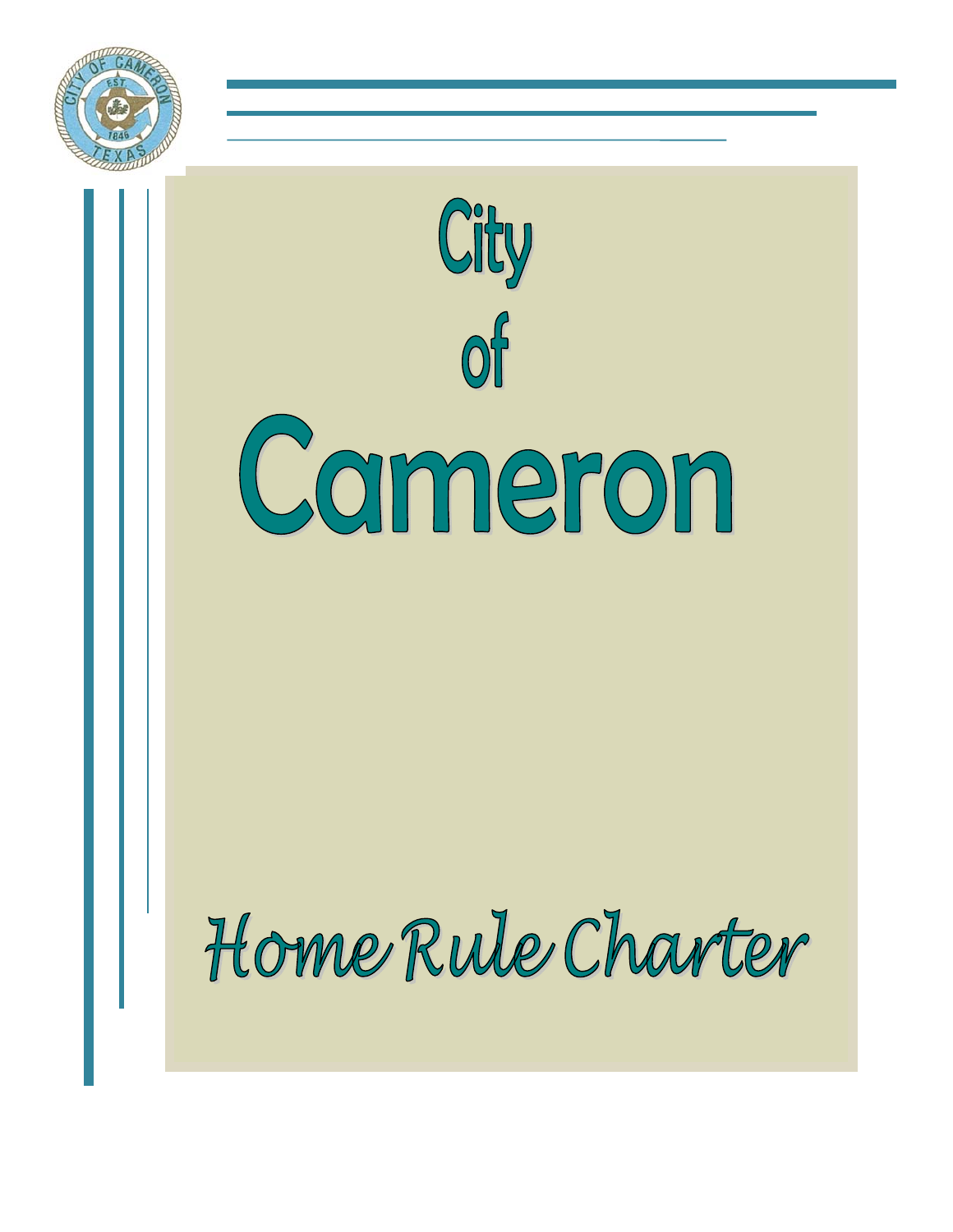# City of Cameron

## Home Rule Charter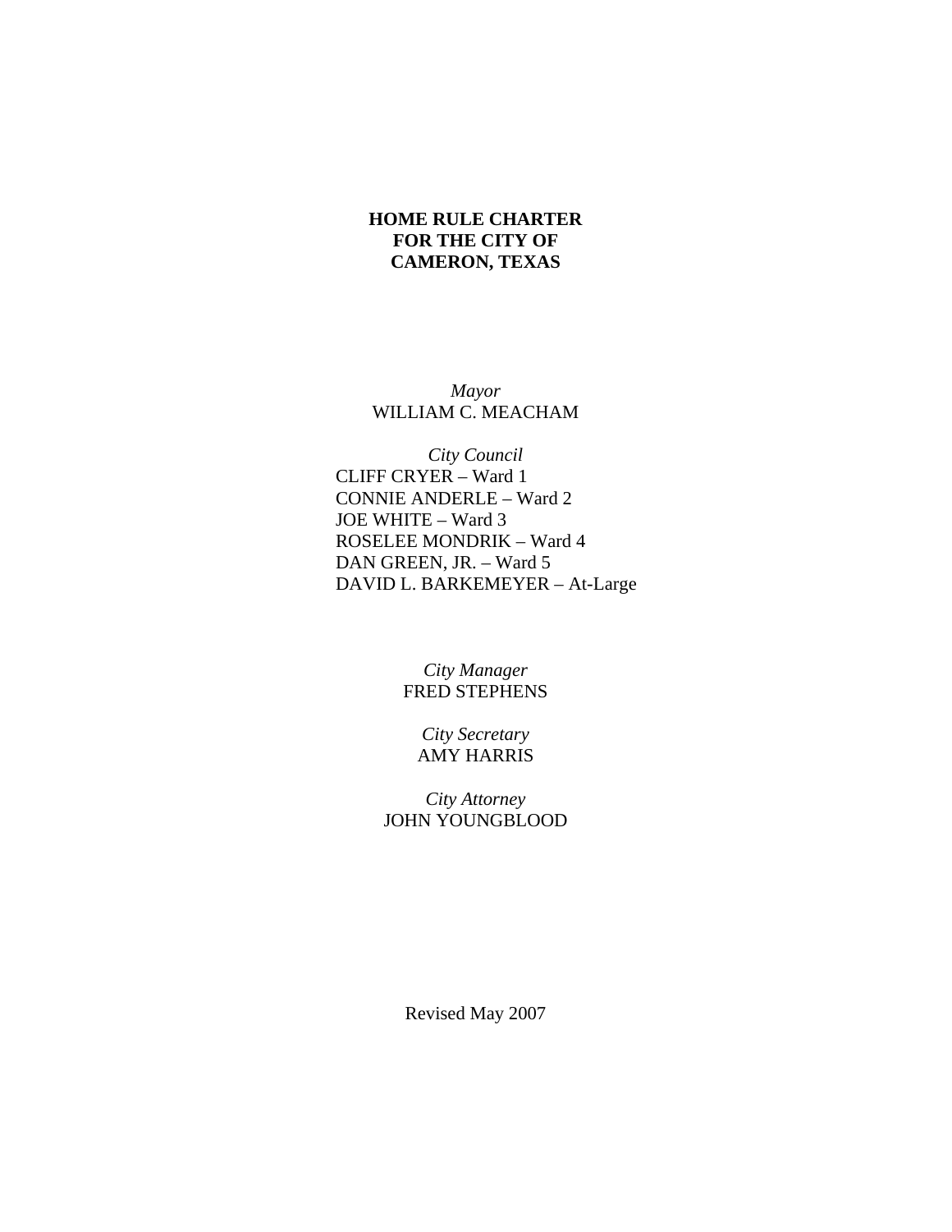# HOME RULE CHARTER FOR THE CITY OF CAMERON, TEXAS

*Mayor*
WILLIAM C. MEACHAM

*City Council*
CLIFF CRYER – Ward 1
CONNIE ANDERLE – Ward 2
JOE WHITE – Ward 3
ROSELEE MONDRIK – Ward 4
DAN GREEN, JR. – Ward 5
DAVID L. BARKEMEYER – At-Large

*City Manager*
FRED STEPHENS

*City Secretary*
AMY HARRIS

*City Attorney*
JOHN YOUNGBLOOD

Revised May 2007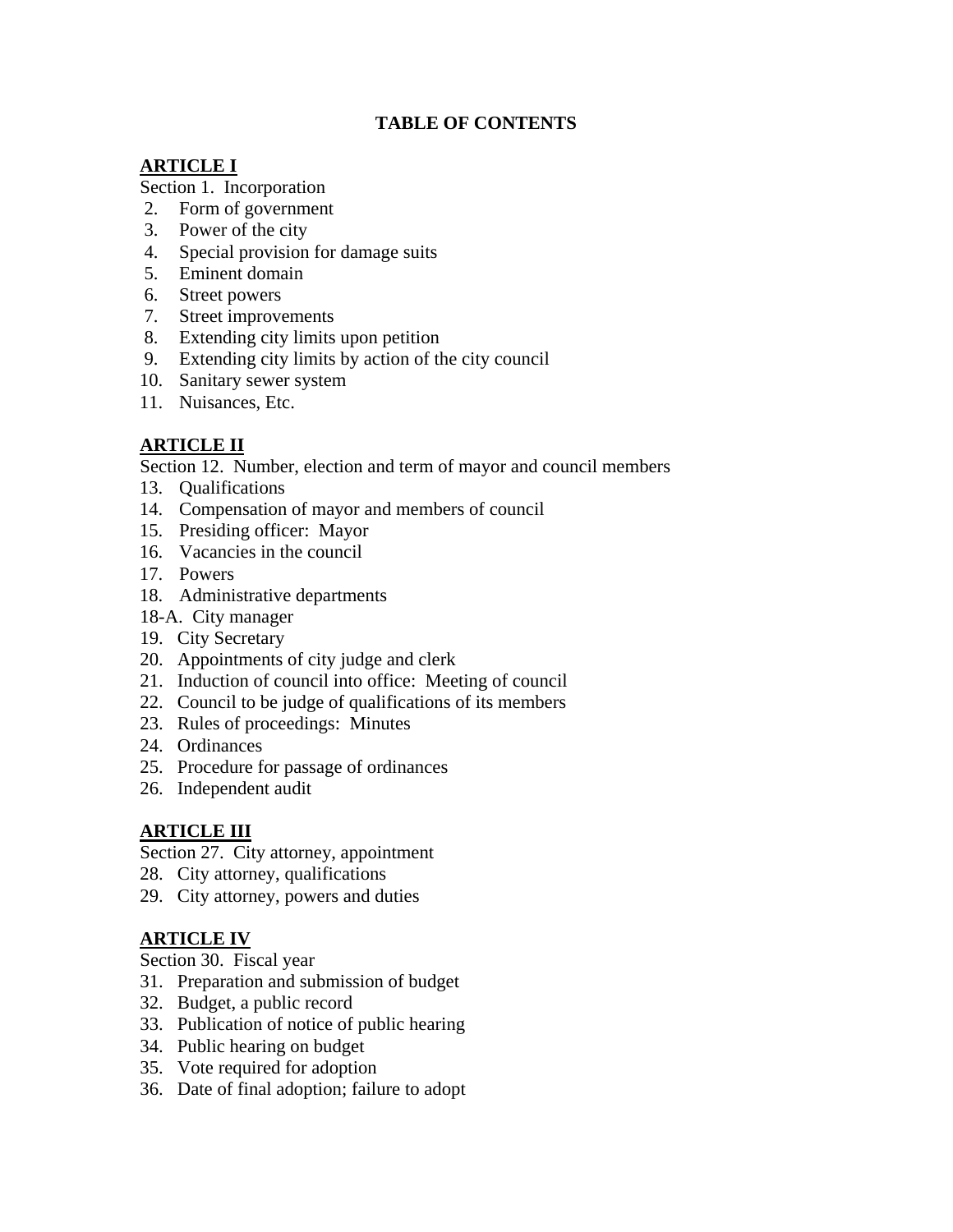# TABLE OF CONTENTS

## ARTICLE I

Section 1. Incorporation
2. Form of government
3. Power of the city
4. Special provision for damage suits
5. Eminent domain
6. Street powers
7. Street improvements
8. Extending city limits upon petition
9. Extending city limits by action of the city council
10. Sanitary sewer system
11. Nuisances, Etc.

## ARTICLE II

Section 12. Number, election and term of mayor and council members
13. Qualifications
14. Compensation of mayor and members of council
15. Presiding officer: Mayor
16. Vacancies in the council
17. Powers
18. Administrative departments
18-A. City manager
19. City Secretary
20. Appointments of city judge and clerk
21. Induction of council into office: Meeting of council
22. Council to be judge of qualifications of its members
23. Rules of proceedings: Minutes
24. Ordinances
25. Procedure for passage of ordinances
26. Independent audit

## ARTICLE III

Section 27. City attorney, appointment
28. City attorney, qualifications
29. City attorney, powers and duties

## ARTICLE IV

Section 30. Fiscal year
31. Preparation and submission of budget
32. Budget, a public record
33. Publication of notice of public hearing
34. Public hearing on budget
35. Vote required for adoption
36. Date of final adoption; failure to adopt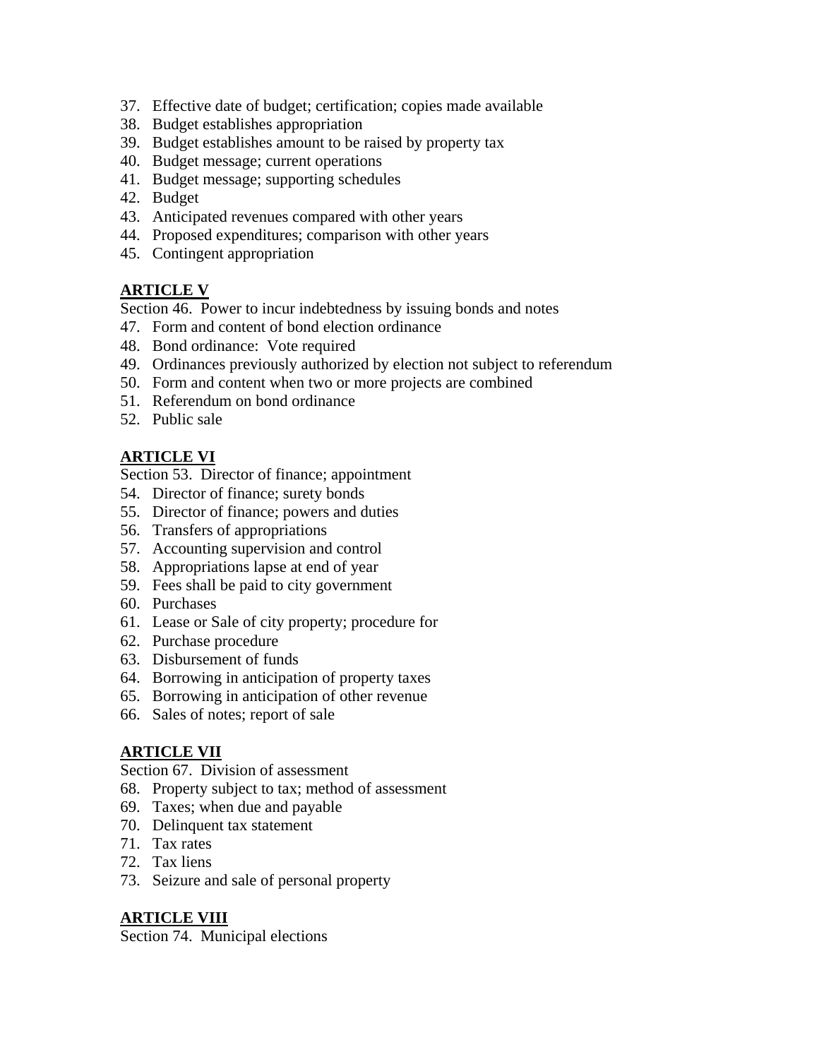37. Effective date of budget; certification; copies made available
38. Budget establishes appropriation
39. Budget establishes amount to be raised by property tax
40. Budget message; current operations
41. Budget message; supporting schedules
42. Budget
43. Anticipated revenues compared with other years
44. Proposed expenditures; comparison with other years
45. Contingent appropriation

**ARTICLE V**

Section 46. Power to incur indebtedness by issuing bonds and notes

47. Form and content of bond election ordinance
48. Bond ordinance: Vote required
49. Ordinances previously authorized by election not subject to referendum
50. Form and content when two or more projects are combined
51. Referendum on bond ordinance
52. Public sale

**ARTICLE VI**

Section 53. Director of finance; appointment

54. Director of finance; surety bonds
55. Director of finance; powers and duties
56. Transfers of appropriations
57. Accounting supervision and control
58. Appropriations lapse at end of year
59. Fees shall be paid to city government
60. Purchases
61. Lease or Sale of city property; procedure for
62. Purchase procedure
63. Disbursement of funds
64. Borrowing in anticipation of property taxes
65. Borrowing in anticipation of other revenue
66. Sales of notes; report of sale

**ARTICLE VII**

Section 67. Division of assessment

68. Property subject to tax; method of assessment
69. Taxes; when due and payable
70. Delinquent tax statement
71. Tax rates
72. Tax liens
73. Seizure and sale of personal property

**ARTICLE VIII**

Section 74. Municipal elections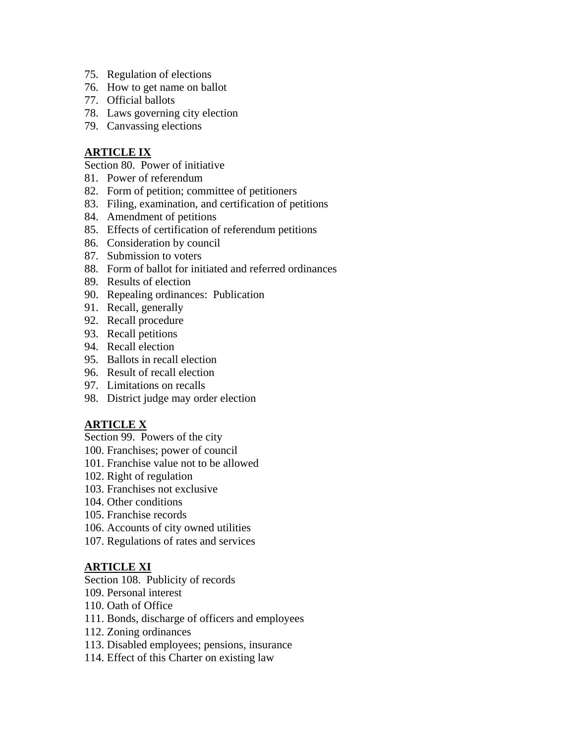75. Regulation of elections
76. How to get name on ballot
77. Official ballots
78. Laws governing city election
79. Canvassing elections

**ARTICLE IX**

Section 80. Power of initiative

81. Power of referendum
82. Form of petition; committee of petitioners
83. Filing, examination, and certification of petitions
84. Amendment of petitions
85. Effects of certification of referendum petitions
86. Consideration by council
87. Submission to voters
88. Form of ballot for initiated and referred ordinances
89. Results of election
90. Repealing ordinances: Publication
91. Recall, generally
92. Recall procedure
93. Recall petitions
94. Recall election
95. Ballots in recall election
96. Result of recall election
97. Limitations on recalls
98. District judge may order election

**ARTICLE X**

Section 99. Powers of the city

100. Franchises; power of council
101. Franchise value not to be allowed
102. Right of regulation
103. Franchises not exclusive
104. Other conditions
105. Franchise records
106. Accounts of city owned utilities
107. Regulations of rates and services

**ARTICLE XI**

Section 108. Publicity of records

109. Personal interest
110. Oath of Office
111. Bonds, discharge of officers and employees
112. Zoning ordinances
113. Disabled employees; pensions, insurance
114. Effect of this Charter on existing law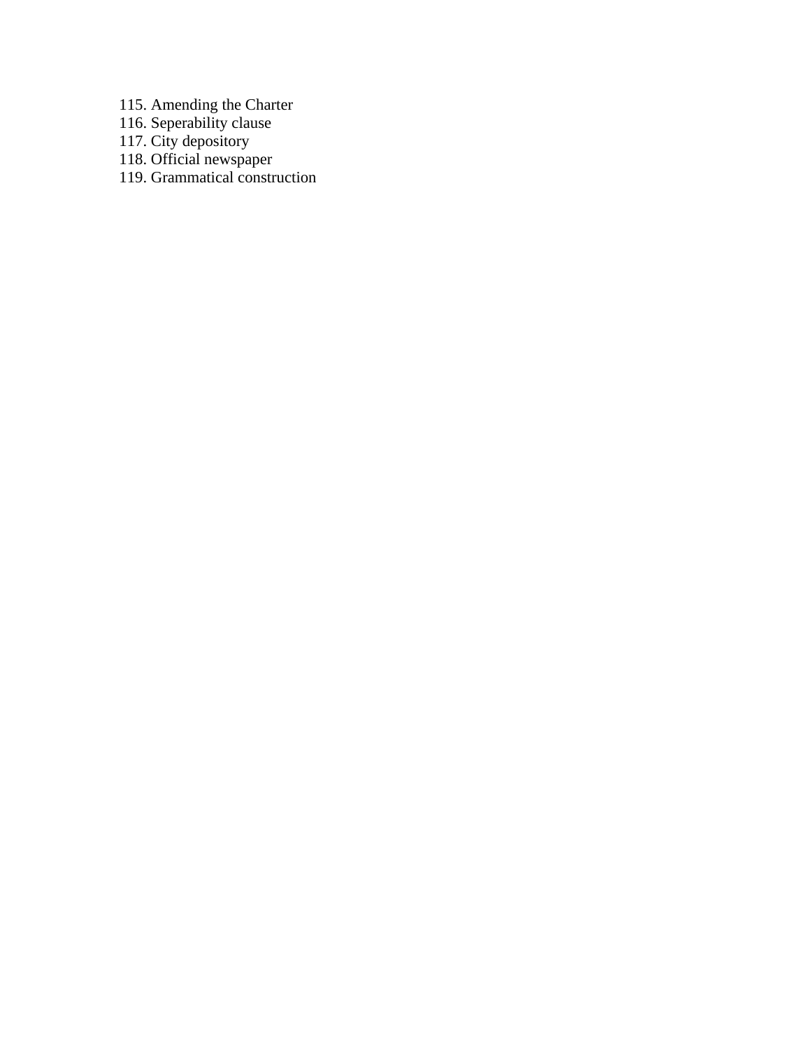115. Amending the Charter
116. Seperability clause
117. City depository
118. Official newspaper
119. Grammatical construction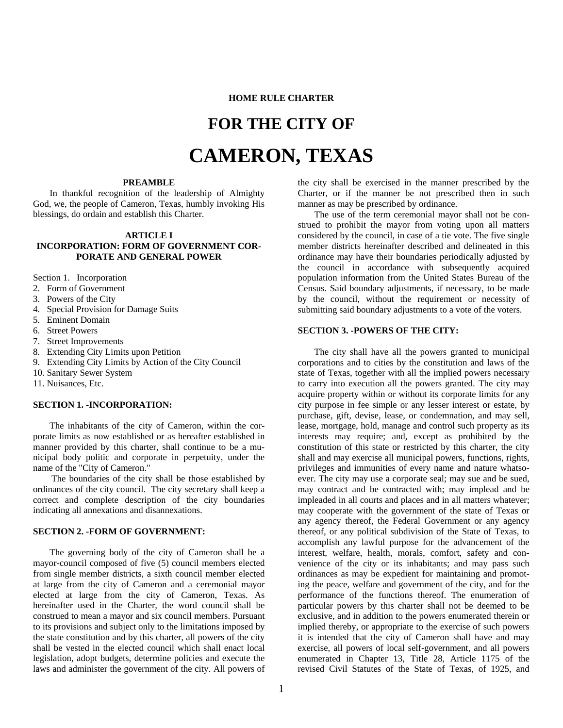HOME RULE CHARTER

# FOR THE CITY OF

# CAMERON, TEXAS

### PREAMBLE

In thankful recognition of the leadership of Almighty God, we, the people of Cameron, Texas, humbly invoking His blessings, do ordain and establish this Charter.

## ARTICLE I
## INCORPORATION: FORM OF GOVERNMENT CORPORATE AND GENERAL POWER

Section 1. Incorporation
2. Form of Government
3. Powers of the City
4. Special Provision for Damage Suits
5. Eminent Domain
6. Street Powers
7. Street Improvements
8. Extending City Limits upon Petition
9. Extending City Limits by Action of the City Council
10. Sanitary Sewer System
11. Nuisances, Etc.

### SECTION 1. -INCORPORATION:

The inhabitants of the city of Cameron, within the corporate limits as now established or as hereafter established in manner provided by this charter, shall continue to be a municipal body politic and corporate in perpetuity, under the name of the "City of Cameron."

The boundaries of the city shall be those established by ordinances of the city council. The city secretary shall keep a correct and complete description of the city boundaries indicating all annexations and disannexations.

### SECTION 2. -FORM OF GOVERNMENT:

The governing body of the city of Cameron shall be a mayor-council composed of five (5) council members elected from single member districts, a sixth council member elected at large from the city of Cameron and a ceremonial mayor elected at large from the city of Cameron, Texas. As hereinafter used in the Charter, the word council shall be construed to mean a mayor and six council members. Pursuant to its provisions and subject only to the limitations imposed by the state constitution and by this charter, all powers of the city shall be vested in the elected council which shall enact local legislation, adopt budgets, determine policies and execute the laws and administer the government of the city. All powers of the city shall be exercised in the manner prescribed by the Charter, or if the manner be not prescribed then in such manner as may be prescribed by ordinance.

The use of the term ceremonial mayor shall not be construed to prohibit the mayor from voting upon all matters considered by the council, in case of a tie vote. The five single member districts hereinafter described and delineated in this ordinance may have their boundaries periodically adjusted by the council in accordance with subsequently acquired population information from the United States Bureau of the Census. Said boundary adjustments, if necessary, to be made by the council, without the requirement or necessity of submitting said boundary adjustments to a vote of the voters.

### SECTION 3. -POWERS OF THE CITY:

The city shall have all the powers granted to municipal corporations and to cities by the constitution and laws of the state of Texas, together with all the implied powers necessary to carry into execution all the powers granted. The city may acquire property within or without its corporate limits for any city purpose in fee simple or any lesser interest or estate, by purchase, gift, devise, lease, or condemnation, and may sell, lease, mortgage, hold, manage and control such property as its interests may require; and, except as prohibited by the constitution of this state or restricted by this charter, the city shall and may exercise all municipal powers, functions, rights, privileges and immunities of every name and nature whatsoever. The city may use a corporate seal; may sue and be sued, may contract and be contracted with; may implead and be impleaded in all courts and places and in all matters whatever; may cooperate with the government of the state of Texas or any agency thereof, the Federal Government or any agency thereof, or any political subdivision of the State of Texas, to accomplish any lawful purpose for the advancement of the interest, welfare, health, morals, comfort, safety and convenience of the city or its inhabitants; and may pass such ordinances as may be expedient for maintaining and promoting the peace, welfare and government of the city, and for the performance of the functions thereof. The enumeration of particular powers by this charter shall not be deemed to be exclusive, and in addition to the powers enumerated therein or implied thereby, or appropriate to the exercise of such powers it is intended that the city of Cameron shall have and may exercise, all powers of local self-government, and all powers enumerated in Chapter 13, Title 28, Article 1175 of the revised Civil Statutes of the State of Texas, of 1925, and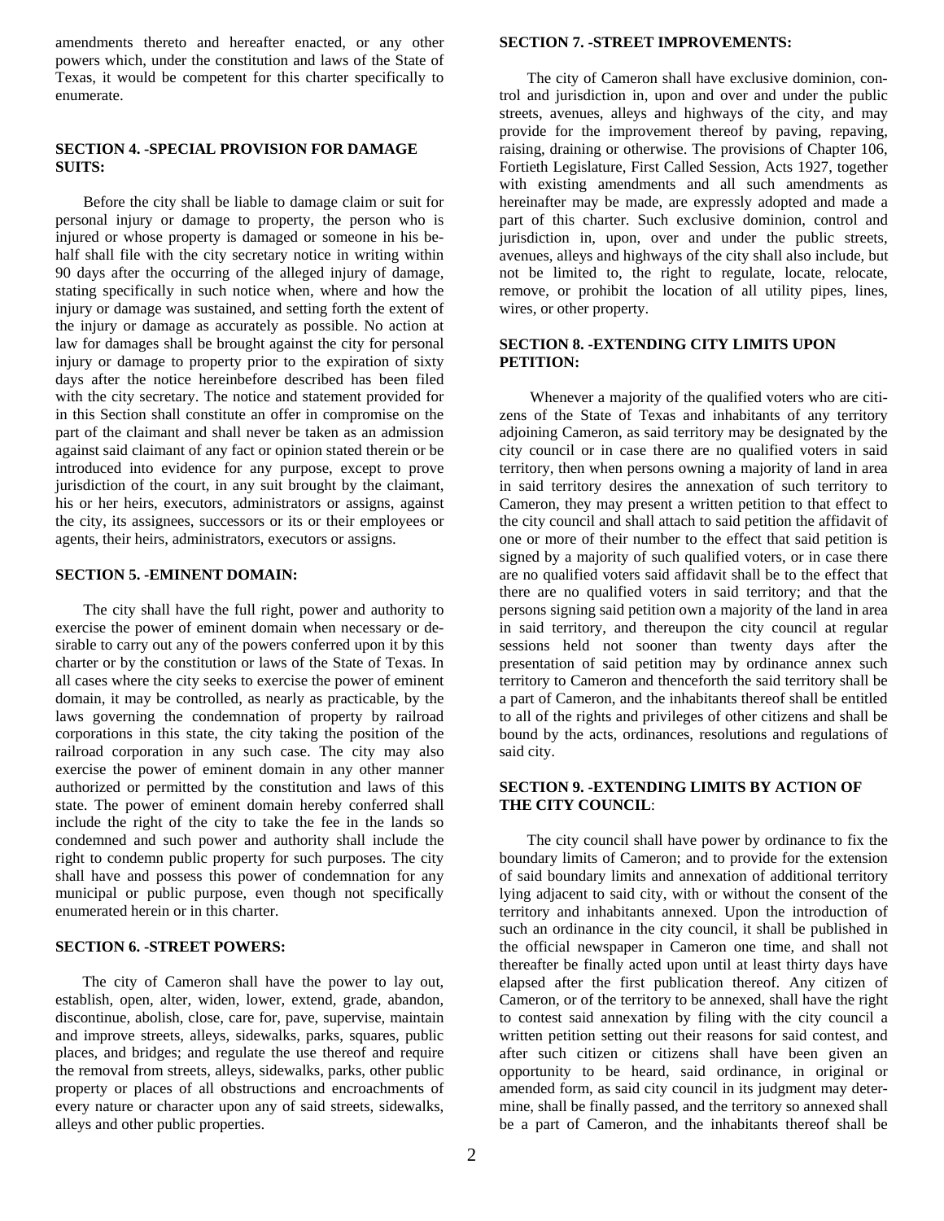amendments thereto and hereafter enacted, or any other powers which, under the constitution and laws of the State of Texas, it would be competent for this charter specifically to enumerate.

### SECTION 4. -SPECIAL PROVISION FOR DAMAGE SUITS:

Before the city shall be liable to damage claim or suit for personal injury or damage to property, the person who is injured or whose property is damaged or someone in his behalf shall file with the city secretary notice in writing within 90 days after the occurring of the alleged injury of damage, stating specifically in such notice when, where and how the injury or damage was sustained, and setting forth the extent of the injury or damage as accurately as possible. No action at law for damages shall be brought against the city for personal injury or damage to property prior to the expiration of sixty days after the notice hereinbefore described has been filed with the city secretary. The notice and statement provided for in this Section shall constitute an offer in compromise on the part of the claimant and shall never be taken as an admission against said claimant of any fact or opinion stated therein or be introduced into evidence for any purpose, except to prove jurisdiction of the court, in any suit brought by the claimant, his or her heirs, executors, administrators or assigns, against the city, its assignees, successors or its or their employees or agents, their heirs, administrators, executors or assigns.

### SECTION 5. -EMINENT DOMAIN:

The city shall have the full right, power and authority to exercise the power of eminent domain when necessary or desirable to carry out any of the powers conferred upon it by this charter or by the constitution or laws of the State of Texas. In all cases where the city seeks to exercise the power of eminent domain, it may be controlled, as nearly as practicable, by the laws governing the condemnation of property by railroad corporations in this state, the city taking the position of the railroad corporation in any such case. The city may also exercise the power of eminent domain in any other manner authorized or permitted by the constitution and laws of this state. The power of eminent domain hereby conferred shall include the right of the city to take the fee in the lands so condemned and such power and authority shall include the right to condemn public property for such purposes. The city shall have and possess this power of condemnation for any municipal or public purpose, even though not specifically enumerated herein or in this charter.

### SECTION 6. -STREET POWERS:

The city of Cameron shall have the power to lay out, establish, open, alter, widen, lower, extend, grade, abandon, discontinue, abolish, close, care for, pave, supervise, maintain and improve streets, alleys, sidewalks, parks, squares, public places, and bridges; and regulate the use thereof and require the removal from streets, alleys, sidewalks, parks, other public property or places of all obstructions and encroachments of every nature or character upon any of said streets, sidewalks, alleys and other public properties.

### SECTION 7. -STREET IMPROVEMENTS:

The city of Cameron shall have exclusive dominion, control and jurisdiction in, upon and over and under the public streets, avenues, alleys and highways of the city, and may provide for the improvement thereof by paving, repaving, raising, draining or otherwise. The provisions of Chapter 106, Fortieth Legislature, First Called Session, Acts 1927, together with existing amendments and all such amendments as hereinafter may be made, are expressly adopted and made a part of this charter. Such exclusive dominion, control and jurisdiction in, upon, over and under the public streets, avenues, alleys and highways of the city shall also include, but not be limited to, the right to regulate, locate, relocate, remove, or prohibit the location of all utility pipes, lines, wires, or other property.

### SECTION 8. -EXTENDING CITY LIMITS UPON PETITION:

Whenever a majority of the qualified voters who are citizens of the State of Texas and inhabitants of any territory adjoining Cameron, as said territory may be designated by the city council or in case there are no qualified voters in said territory, then when persons owning a majority of land in area in said territory desires the annexation of such territory to Cameron, they may present a written petition to that effect to the city council and shall attach to said petition the affidavit of one or more of their number to the effect that said petition is signed by a majority of such qualified voters, or in case there are no qualified voters said affidavit shall be to the effect that there are no qualified voters in said territory; and that the persons signing said petition own a majority of the land in area in said territory, and thereupon the city council at regular sessions held not sooner than twenty days after the presentation of said petition may by ordinance annex such territory to Cameron and thenceforth the said territory shall be a part of Cameron, and the inhabitants thereof shall be entitled to all of the rights and privileges of other citizens and shall be bound by the acts, ordinances, resolutions and regulations of said city.

### SECTION 9. -EXTENDING LIMITS BY ACTION OF THE CITY COUNCIL:

The city council shall have power by ordinance to fix the boundary limits of Cameron; and to provide for the extension of said boundary limits and annexation of additional territory lying adjacent to said city, with or without the consent of the territory and inhabitants annexed. Upon the introduction of such an ordinance in the city council, it shall be published in the official newspaper in Cameron one time, and shall not thereafter be finally acted upon until at least thirty days have elapsed after the first publication thereof. Any citizen of Cameron, or of the territory to be annexed, shall have the right to contest said annexation by filing with the city council a written petition setting out their reasons for said contest, and after such citizen or citizens shall have been given an opportunity to be heard, said ordinance, in original or amended form, as said city council in its judgment may determine, shall be finally passed, and the territory so annexed shall be a part of Cameron, and the inhabitants thereof shall be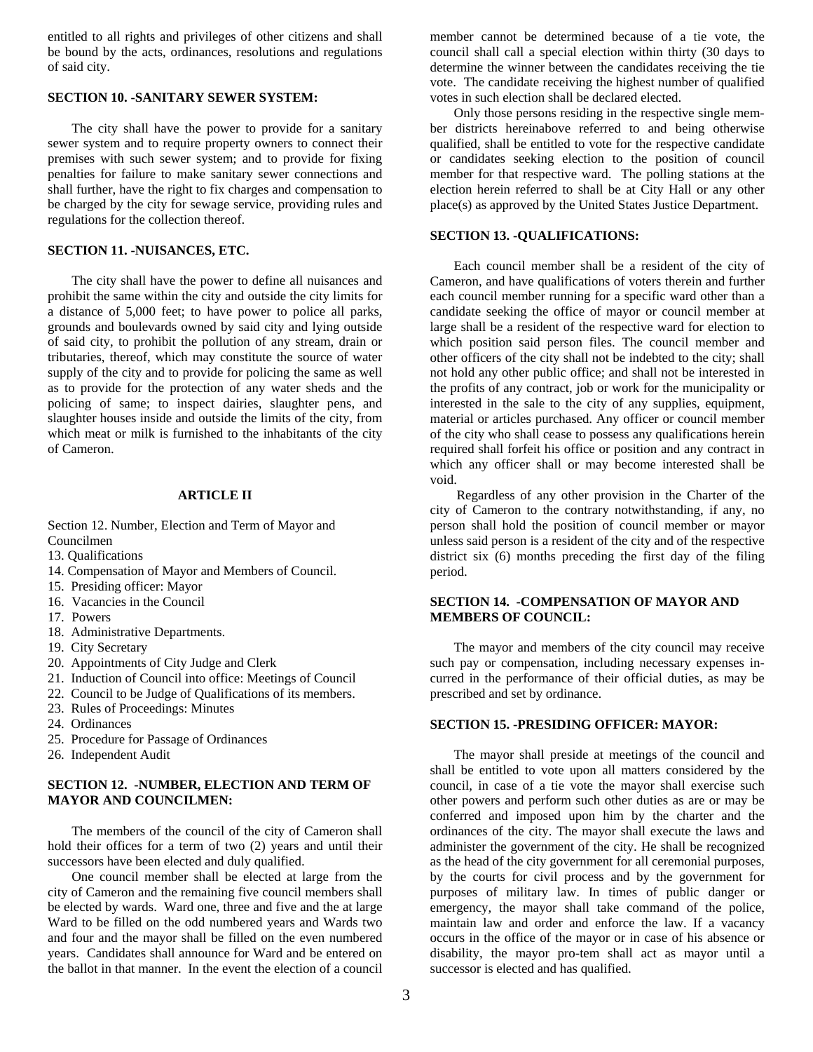entitled to all rights and privileges of other citizens and shall be bound by the acts, ordinances, resolutions and regulations of said city.

**SECTION 10. -SANITARY SEWER SYSTEM:**

The city shall have the power to provide for a sanitary sewer system and to require property owners to connect their premises with such sewer system; and to provide for fixing penalties for failure to make sanitary sewer connections and shall further, have the right to fix charges and compensation to be charged by the city for sewage service, providing rules and regulations for the collection thereof.

**SECTION 11. -NUISANCES, ETC.**

The city shall have the power to define all nuisances and prohibit the same within the city and outside the city limits for a distance of 5,000 feet; to have power to police all parks, grounds and boulevards owned by said city and lying outside of said city, to prohibit the pollution of any stream, drain or tributaries, thereof, which may constitute the source of water supply of the city and to provide for policing the same as well as to provide for the protection of any water sheds and the policing of same; to inspect dairies, slaughter pens, and slaughter houses inside and outside the limits of the city, from which meat or milk is furnished to the inhabitants of the city of Cameron.

## ARTICLE II

Section 12. Number, Election and Term of Mayor and Councilmen
13. Qualifications
14. Compensation of Mayor and Members of Council.
15. Presiding officer: Mayor
16. Vacancies in the Council
17. Powers
18. Administrative Departments.
19. City Secretary
20. Appointments of City Judge and Clerk
21. Induction of Council into office: Meetings of Council
22. Council to be Judge of Qualifications of its members.
23. Rules of Proceedings: Minutes
24. Ordinances
25. Procedure for Passage of Ordinances
26. Independent Audit

**SECTION 12. -NUMBER, ELECTION AND TERM OF MAYOR AND COUNCILMEN:**

The members of the council of the city of Cameron shall hold their offices for a term of two (2) years and until their successors have been elected and duly qualified.

One council member shall be elected at large from the city of Cameron and the remaining five council members shall be elected by wards. Ward one, three and five and the at large Ward to be filled on the odd numbered years and Wards two and four and the mayor shall be filled on the even numbered years. Candidates shall announce for Ward and be entered on the ballot in that manner. In the event the election of a council member cannot be determined because of a tie vote, the council shall call a special election within thirty (30 days to determine the winner between the candidates receiving the tie vote. The candidate receiving the highest number of qualified votes in such election shall be declared elected.

Only those persons residing in the respective single member districts hereinabove referred to and being otherwise qualified, shall be entitled to vote for the respective candidate or candidates seeking election to the position of council member for that respective ward. The polling stations at the election herein referred to shall be at City Hall or any other place(s) as approved by the United States Justice Department.

**SECTION 13. -QUALIFICATIONS:**

Each council member shall be a resident of the city of Cameron, and have qualifications of voters therein and further each council member running for a specific ward other than a candidate seeking the office of mayor or council member at large shall be a resident of the respective ward for election to which position said person files. The council member and other officers of the city shall not be indebted to the city; shall not hold any other public office; and shall not be interested in the profits of any contract, job or work for the municipality or interested in the sale to the city of any supplies, equipment, material or articles purchased. Any officer or council member of the city who shall cease to possess any qualifications herein required shall forfeit his office or position and any contract in which any officer shall or may become interested shall be void.

Regardless of any other provision in the Charter of the city of Cameron to the contrary notwithstanding, if any, no person shall hold the position of council member or mayor unless said person is a resident of the city and of the respective district six (6) months preceding the first day of the filing period.

**SECTION 14. -COMPENSATION OF MAYOR AND MEMBERS OF COUNCIL:**

The mayor and members of the city council may receive such pay or compensation, including necessary expenses incurred in the performance of their official duties, as may be prescribed and set by ordinance.

**SECTION 15. -PRESIDING OFFICER: MAYOR:**

The mayor shall preside at meetings of the council and shall be entitled to vote upon all matters considered by the council, in case of a tie vote the mayor shall exercise such other powers and perform such other duties as are or may be conferred and imposed upon him by the charter and the ordinances of the city. The mayor shall execute the laws and administer the government of the city. He shall be recognized as the head of the city government for all ceremonial purposes, by the courts for civil process and by the government for purposes of military law. In times of public danger or emergency, the mayor shall take command of the police, maintain law and order and enforce the law. If a vacancy occurs in the office of the mayor or in case of his absence or disability, the mayor pro-tem shall act as mayor until a successor is elected and has qualified.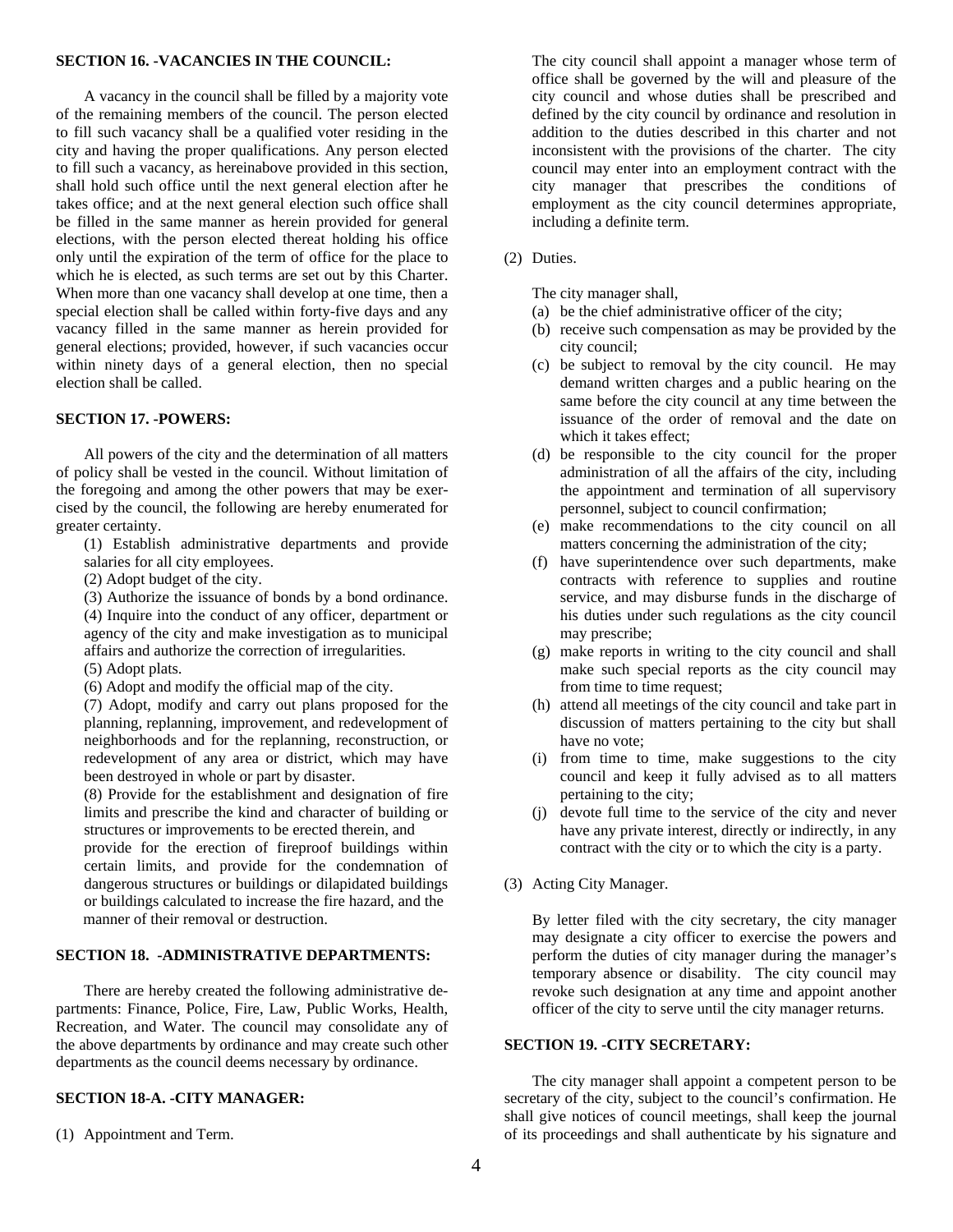**SECTION 16. -VACANCIES IN THE COUNCIL:**

A vacancy in the council shall be filled by a majority vote of the remaining members of the council. The person elected to fill such vacancy shall be a qualified voter residing in the city and having the proper qualifications. Any person elected to fill such a vacancy, as hereinabove provided in this section, shall hold such office until the next general election after he takes office; and at the next general election such office shall be filled in the same manner as herein provided for general elections, with the person elected thereat holding his office only until the expiration of the term of office for the place to which he is elected, as such terms are set out by this Charter. When more than one vacancy shall develop at one time, then a special election shall be called within forty-five days and any vacancy filled in the same manner as herein provided for general elections; provided, however, if such vacancies occur within ninety days of a general election, then no special election shall be called.

**SECTION 17. -POWERS:**

All powers of the city and the determination of all matters of policy shall be vested in the council. Without limitation of the foregoing and among the other powers that may be exercised by the council, the following are hereby enumerated for greater certainty.

(1) Establish administrative departments and provide salaries for all city employees.

(2) Adopt budget of the city.

(3) Authorize the issuance of bonds by a bond ordinance.

(4) Inquire into the conduct of any officer, department or agency of the city and make investigation as to municipal affairs and authorize the correction of irregularities.

(5) Adopt plats.

(6) Adopt and modify the official map of the city.

(7) Adopt, modify and carry out plans proposed for the planning, replanning, improvement, and redevelopment of neighborhoods and for the replanning, reconstruction, or redevelopment of any area or district, which may have been destroyed in whole or part by disaster.

(8) Provide for the establishment and designation of fire limits and prescribe the kind and character of building or structures or improvements to be erected therein, and provide for the erection of fireproof buildings within certain limits, and provide for the condemnation of dangerous structures or buildings or dilapidated buildings or buildings calculated to increase the fire hazard, and the manner of their removal or destruction.

**SECTION 18. -ADMINISTRATIVE DEPARTMENTS:**

There are hereby created the following administrative departments: Finance, Police, Fire, Law, Public Works, Health, Recreation, and Water. The council may consolidate any of the above departments by ordinance and may create such other departments as the council deems necessary by ordinance.

**SECTION 18-A. -CITY MANAGER:**

(1) Appointment and Term.

The city council shall appoint a manager whose term of office shall be governed by the will and pleasure of the city council and whose duties shall be prescribed and defined by the city council by ordinance and resolution in addition to the duties described in this charter and not inconsistent with the provisions of the charter. The city council may enter into an employment contract with the city manager that prescribes the conditions of employment as the city council determines appropriate, including a definite term.

(2) Duties.

The city manager shall,

(a) be the chief administrative officer of the city;
(b) receive such compensation as may be provided by the city council;
(c) be subject to removal by the city council. He may demand written charges and a public hearing on the same before the city council at any time between the issuance of the order of removal and the date on which it takes effect;
(d) be responsible to the city council for the proper administration of all the affairs of the city, including the appointment and termination of all supervisory personnel, subject to council confirmation;
(e) make recommendations to the city council on all matters concerning the administration of the city;
(f) have superintendence over such departments, make contracts with reference to supplies and routine service, and may disburse funds in the discharge of his duties under such regulations as the city council may prescribe;
(g) make reports in writing to the city council and shall make such special reports as the city council may from time to time request;
(h) attend all meetings of the city council and take part in discussion of matters pertaining to the city but shall have no vote;
(i) from time to time, make suggestions to the city council and keep it fully advised as to all matters pertaining to the city;
(j) devote full time to the service of the city and never have any private interest, directly or indirectly, in any contract with the city or to which the city is a party.

(3) Acting City Manager.

By letter filed with the city secretary, the city manager may designate a city officer to exercise the powers and perform the duties of city manager during the manager's temporary absence or disability. The city council may revoke such designation at any time and appoint another officer of the city to serve until the city manager returns.

**SECTION 19. -CITY SECRETARY:**

The city manager shall appoint a competent person to be secretary of the city, subject to the council's confirmation. He shall give notices of council meetings, shall keep the journal of its proceedings and shall authenticate by his signature and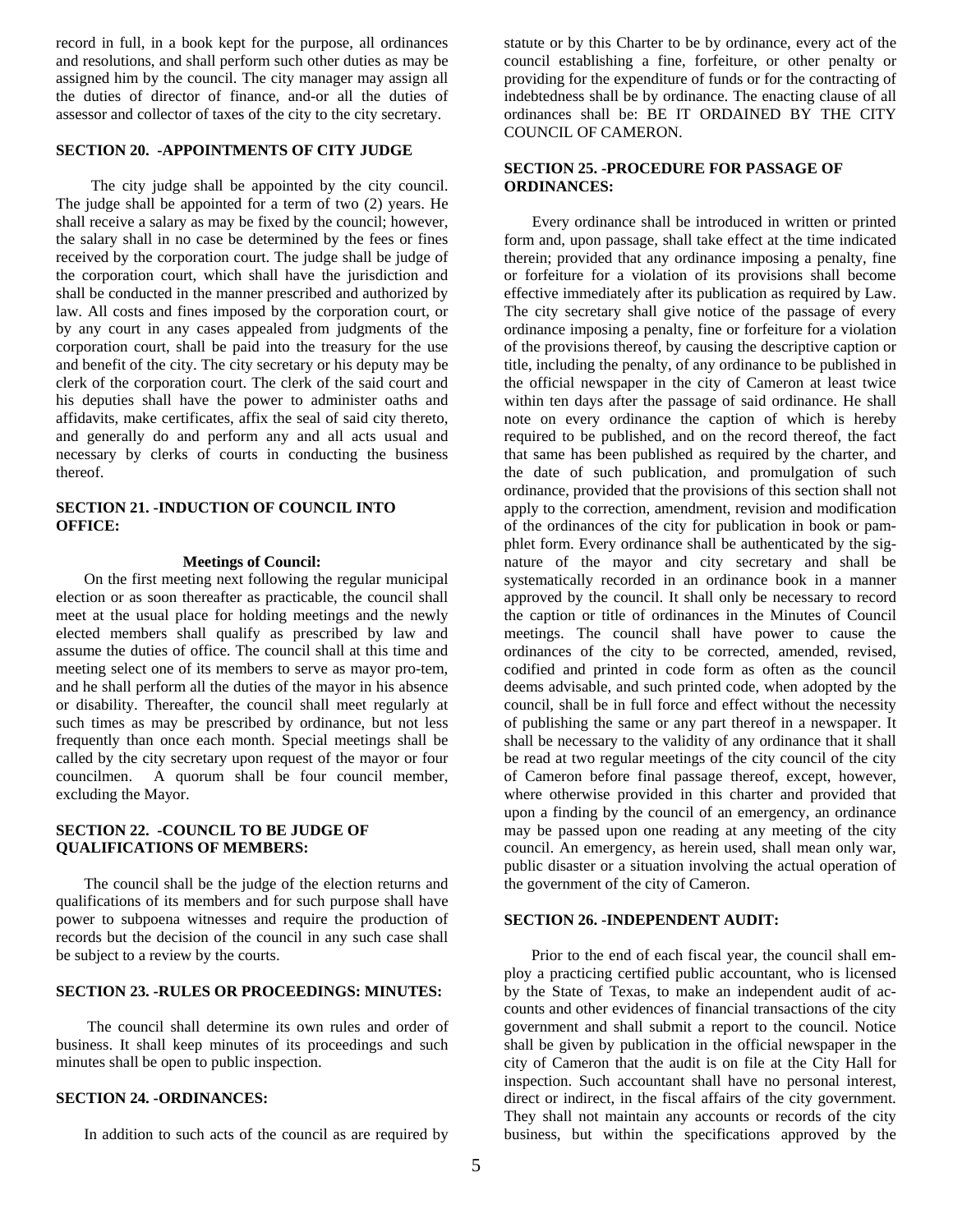record in full, in a book kept for the purpose, all ordinances and resolutions, and shall perform such other duties as may be assigned him by the council. The city manager may assign all the duties of director of finance, and-or all the duties of assessor and collector of taxes of the city to the city secretary.

**SECTION 20. -APPOINTMENTS OF CITY JUDGE**

The city judge shall be appointed by the city council. The judge shall be appointed for a term of two (2) years. He shall receive a salary as may be fixed by the council; however, the salary shall in no case be determined by the fees or fines received by the corporation court. The judge shall be judge of the corporation court, which shall have the jurisdiction and shall be conducted in the manner prescribed and authorized by law. All costs and fines imposed by the corporation court, or by any court in any cases appealed from judgments of the corporation court, shall be paid into the treasury for the use and benefit of the city. The city secretary or his deputy may be clerk of the corporation court. The clerk of the said court and his deputies shall have the power to administer oaths and affidavits, make certificates, affix the seal of said city thereto, and generally do and perform any and all acts usual and necessary by clerks of courts in conducting the business thereof.

**SECTION 21. -INDUCTION OF COUNCIL INTO OFFICE:**

**Meetings of Council:**

On the first meeting next following the regular municipal election or as soon thereafter as practicable, the council shall meet at the usual place for holding meetings and the newly elected members shall qualify as prescribed by law and assume the duties of office. The council shall at this time and meeting select one of its members to serve as mayor pro-tem, and he shall perform all the duties of the mayor in his absence or disability. Thereafter, the council shall meet regularly at such times as may be prescribed by ordinance, but not less frequently than once each month. Special meetings shall be called by the city secretary upon request of the mayor or four councilmen. A quorum shall be four council member, excluding the Mayor.

**SECTION 22. -COUNCIL TO BE JUDGE OF QUALIFICATIONS OF MEMBERS:**

The council shall be the judge of the election returns and qualifications of its members and for such purpose shall have power to subpoena witnesses and require the production of records but the decision of the council in any such case shall be subject to a review by the courts.

**SECTION 23. -RULES OR PROCEEDINGS: MINUTES:**

The council shall determine its own rules and order of business. It shall keep minutes of its proceedings and such minutes shall be open to public inspection.

**SECTION 24. -ORDINANCES:**

In addition to such acts of the council as are required by statute or by this Charter to be by ordinance, every act of the council establishing a fine, forfeiture, or other penalty or providing for the expenditure of funds or for the contracting of indebtedness shall be by ordinance. The enacting clause of all ordinances shall be: BE IT ORDAINED BY THE CITY COUNCIL OF CAMERON.

**SECTION 25. -PROCEDURE FOR PASSAGE OF ORDINANCES:**

Every ordinance shall be introduced in written or printed form and, upon passage, shall take effect at the time indicated therein; provided that any ordinance imposing a penalty, fine or forfeiture for a violation of its provisions shall become effective immediately after its publication as required by Law. The city secretary shall give notice of the passage of every ordinance imposing a penalty, fine or forfeiture for a violation of the provisions thereof, by causing the descriptive caption or title, including the penalty, of any ordinance to be published in the official newspaper in the city of Cameron at least twice within ten days after the passage of said ordinance. He shall note on every ordinance the caption of which is hereby required to be published, and on the record thereof, the fact that same has been published as required by the charter, and the date of such publication, and promulgation of such ordinance, provided that the provisions of this section shall not apply to the correction, amendment, revision and modification of the ordinances of the city for publication in book or pamphlet form. Every ordinance shall be authenticated by the signature of the mayor and city secretary and shall be systematically recorded in an ordinance book in a manner approved by the council. It shall only be necessary to record the caption or title of ordinances in the Minutes of Council meetings. The council shall have power to cause the ordinances of the city to be corrected, amended, revised, codified and printed in code form as often as the council deems advisable, and such printed code, when adopted by the council, shall be in full force and effect without the necessity of publishing the same or any part thereof in a newspaper. It shall be necessary to the validity of any ordinance that it shall be read at two regular meetings of the city council of the city of Cameron before final passage thereof, except, however, where otherwise provided in this charter and provided that upon a finding by the council of an emergency, an ordinance may be passed upon one reading at any meeting of the city council. An emergency, as herein used, shall mean only war, public disaster or a situation involving the actual operation of the government of the city of Cameron.

**SECTION 26. -INDEPENDENT AUDIT:**

Prior to the end of each fiscal year, the council shall employ a practicing certified public accountant, who is licensed by the State of Texas, to make an independent audit of accounts and other evidences of financial transactions of the city government and shall submit a report to the council. Notice shall be given by publication in the official newspaper in the city of Cameron that the audit is on file at the City Hall for inspection. Such accountant shall have no personal interest, direct or indirect, in the fiscal affairs of the city government. They shall not maintain any accounts or records of the city business, but within the specifications approved by the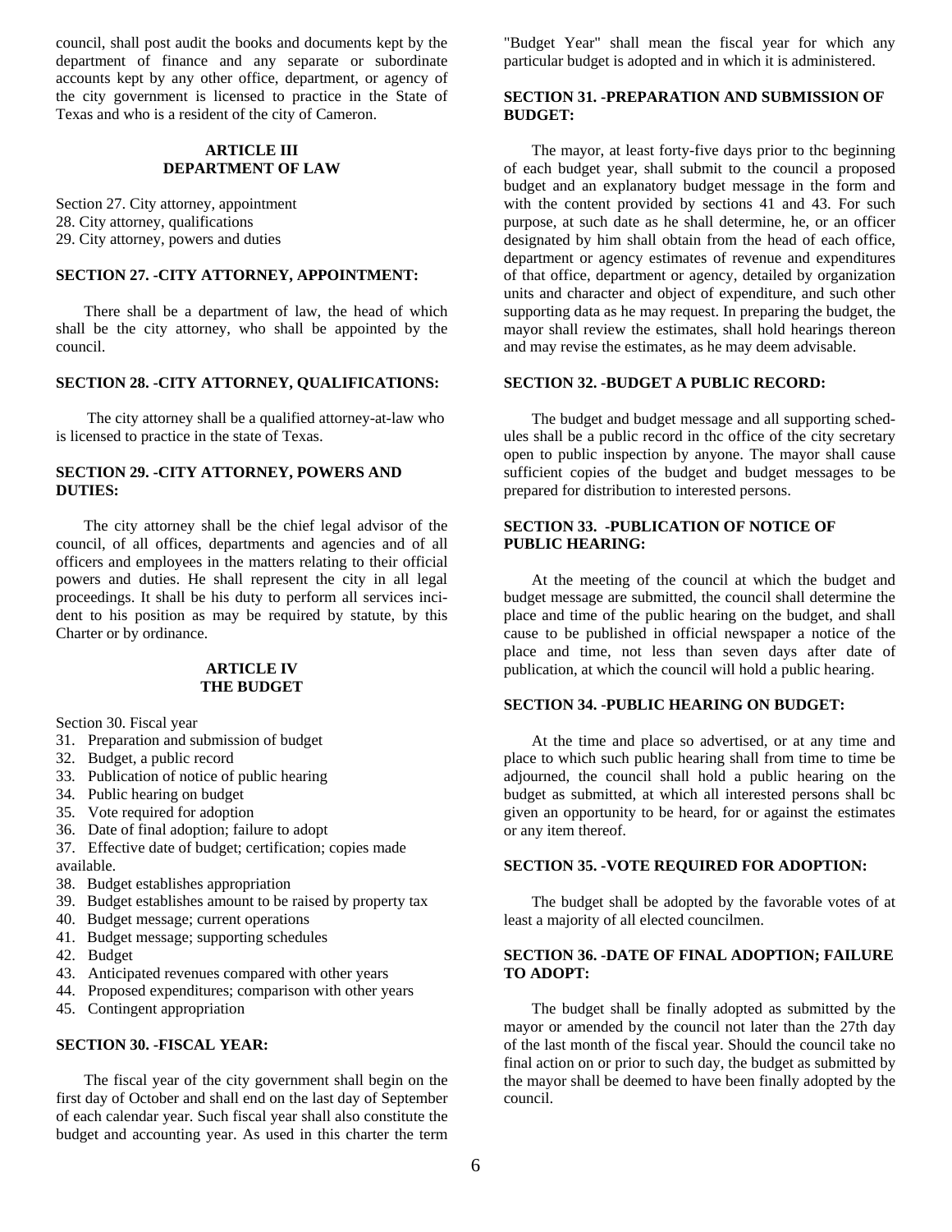council, shall post audit the books and documents kept by the department of finance and any separate or subordinate accounts kept by any other office, department, or agency of the city government is licensed to practice in the State of Texas and who is a resident of the city of Cameron.

## ARTICLE III
## DEPARTMENT OF LAW

Section 27. City attorney, appointment
28. City attorney, qualifications
29. City attorney, powers and duties

### SECTION 27. -CITY ATTORNEY, APPOINTMENT:

There shall be a department of law, the head of which shall be the city attorney, who shall be appointed by the council.

### SECTION 28. -CITY ATTORNEY, QUALIFICATIONS:

The city attorney shall be a qualified attorney-at-law who is licensed to practice in the state of Texas.

### SECTION 29. -CITY ATTORNEY, POWERS AND DUTIES:

The city attorney shall be the chief legal advisor of the council, of all offices, departments and agencies and of all officers and employees in the matters relating to their official powers and duties. He shall represent the city in all legal proceedings. It shall be his duty to perform all services incident to his position as may be required by statute, by this Charter or by ordinance.

## ARTICLE IV
## THE BUDGET

Section 30. Fiscal year
31. Preparation and submission of budget
32. Budget, a public record
33. Publication of notice of public hearing
34. Public hearing on budget
35. Vote required for adoption
36. Date of final adoption; failure to adopt
37. Effective date of budget; certification; copies made available.
38. Budget establishes appropriation
39. Budget establishes amount to be raised by property tax
40. Budget message; current operations
41. Budget message; supporting schedules
42. Budget
43. Anticipated revenues compared with other years
44. Proposed expenditures; comparison with other years
45. Contingent appropriation

### SECTION 30. -FISCAL YEAR:

The fiscal year of the city government shall begin on the first day of October and shall end on the last day of September of each calendar year. Such fiscal year shall also constitute the budget and accounting year. As used in this charter the term "Budget Year" shall mean the fiscal year for which any particular budget is adopted and in which it is administered.

### SECTION 31. -PREPARATION AND SUBMISSION OF BUDGET:

The mayor, at least forty-five days prior to thc beginning of each budget year, shall submit to the council a proposed budget and an explanatory budget message in the form and with the content provided by sections 41 and 43. For such purpose, at such date as he shall determine, he, or an officer designated by him shall obtain from the head of each office, department or agency estimates of revenue and expenditures of that office, department or agency, detailed by organization units and character and object of expenditure, and such other supporting data as he may request. In preparing the budget, the mayor shall review the estimates, shall hold hearings thereon and may revise the estimates, as he may deem advisable.

### SECTION 32. -BUDGET A PUBLIC RECORD:

The budget and budget message and all supporting schedules shall be a public record in thc office of the city secretary open to public inspection by anyone. The mayor shall cause sufficient copies of the budget and budget messages to be prepared for distribution to interested persons.

### SECTION 33. -PUBLICATION OF NOTICE OF PUBLIC HEARING:

At the meeting of the council at which the budget and budget message are submitted, the council shall determine the place and time of the public hearing on the budget, and shall cause to be published in official newspaper a notice of the place and time, not less than seven days after date of publication, at which the council will hold a public hearing.

### SECTION 34. -PUBLIC HEARING ON BUDGET:

At the time and place so advertised, or at any time and place to which such public hearing shall from time to time be adjourned, the council shall hold a public hearing on the budget as submitted, at which all interested persons shall bc given an opportunity to be heard, for or against the estimates or any item thereof.

### SECTION 35. -VOTE REQUIRED FOR ADOPTION:

The budget shall be adopted by the favorable votes of at least a majority of all elected councilmen.

### SECTION 36. -DATE OF FINAL ADOPTION; FAILURE TO ADOPT:

The budget shall be finally adopted as submitted by the mayor or amended by the council not later than the 27th day of the last month of the fiscal year. Should the council take no final action on or prior to such day, the budget as submitted by the mayor shall be deemed to have been finally adopted by the council.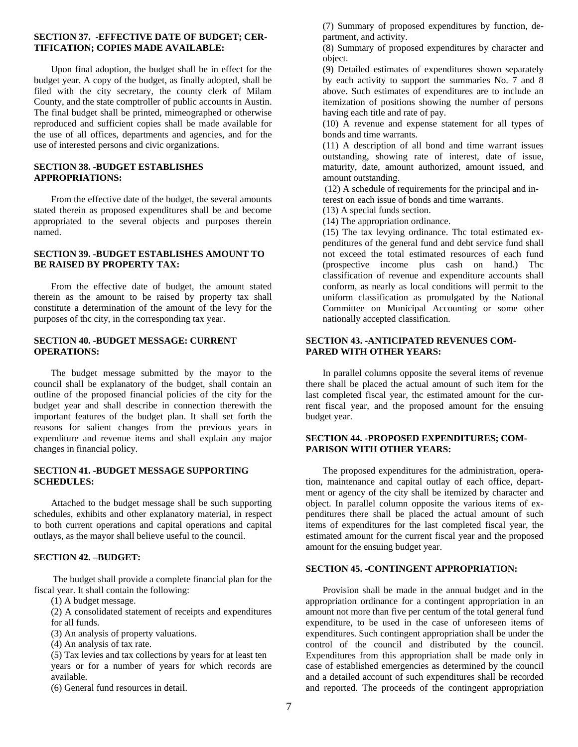### SECTION 37. -EFFECTIVE DATE OF BUDGET; CERTIFICATION; COPIES MADE AVAILABLE:

Upon final adoption, the budget shall be in effect for the budget year. A copy of the budget, as finally adopted, shall be filed with the city secretary, the county clerk of Milam County, and the state comptroller of public accounts in Austin. The final budget shall be printed, mimeographed or otherwise reproduced and sufficient copies shall be made available for the use of all offices, departments and agencies, and for the use of interested persons and civic organizations.

### SECTION 38. -BUDGET ESTABLISHES APPROPRIATIONS:

From the effective date of the budget, the several amounts stated therein as proposed expenditures shall be and become appropriated to the several objects and purposes therein named.

### SECTION 39. -BUDGET ESTABLISHES AMOUNT TO BE RAISED BY PROPERTY TAX:

From the effective date of budget, the amount stated therein as the amount to be raised by property tax shall constitute a determination of the amount of the levy for the purposes of thc city, in the corresponding tax year.

### SECTION 40. -BUDGET MESSAGE: CURRENT OPERATIONS:

The budget message submitted by the mayor to the council shall be explanatory of the budget, shall contain an outline of the proposed financial policies of the city for the budget year and shall describe in connection therewith the important features of the budget plan. It shall set forth the reasons for salient changes from the previous years in expenditure and revenue items and shall explain any major changes in financial policy.

### SECTION 41. -BUDGET MESSAGE SUPPORTING SCHEDULES:

Attached to the budget message shall be such supporting schedules, exhibits and other explanatory material, in respect to both current operations and capital operations and capital outlays, as the mayor shall believe useful to the council.

### SECTION 42. –BUDGET:

The budget shall provide a complete financial plan for the fiscal year. It shall contain the following:

(1) A budget message.

(2) A consolidated statement of receipts and expenditures for all funds.

(3) An analysis of property valuations.

(4) An analysis of tax rate.

(5) Tax levies and tax collections by years for at least ten years or for a number of years for which records are available.

(6) General fund resources in detail.

(7) Summary of proposed expenditures by function, department, and activity.

(8) Summary of proposed expenditures by character and object.

(9) Detailed estimates of expenditures shown separately by each activity to support the summaries No. 7 and 8 above. Such estimates of expenditures are to include an itemization of positions showing the number of persons having each title and rate of pay.

(10) A revenue and expense statement for all types of bonds and time warrants.

(11) A description of all bond and time warrant issues outstanding, showing rate of interest, date of issue, maturity, date, amount authorized, amount issued, and amount outstanding.

(12) A schedule of requirements for the principal and interest on each issue of bonds and time warrants.

(13) A special funds section.

(14) The appropriation ordinance.

(15) The tax levying ordinance. Thc total estimated expenditures of the general fund and debt service fund shall not exceed the total estimated resources of each fund (prospective income plus cash on hand.) Thc classification of revenue and expenditure accounts shall conform, as nearly as local conditions will permit to the uniform classification as promulgated by the National Committee on Municipal Accounting or some other nationally accepted classification.

### SECTION 43. -ANTICIPATED REVENUES COMPARED WITH OTHER YEARS:

In parallel columns opposite the several items of revenue there shall be placed the actual amount of such item for the last completed fiscal year, thc estimated amount for the current fiscal year, and the proposed amount for the ensuing budget year.

### SECTION 44. -PROPOSED EXPENDITURES; COMPARISON WITH OTHER YEARS:

The proposed expenditures for the administration, operation, maintenance and capital outlay of each office, department or agency of the city shall be itemized by character and object. In parallel column opposite the various items of expenditures there shall be placed the actual amount of such items of expenditures for the last completed fiscal year, the estimated amount for the current fiscal year and the proposed amount for the ensuing budget year.

### SECTION 45. -CONTINGENT APPROPRIATION:

Provision shall be made in the annual budget and in the appropriation ordinance for a contingent appropriation in an amount not more than five per centum of the total general fund expenditure, to be used in the case of unforeseen items of expenditures. Such contingent appropriation shall be under the control of the council and distributed by the council. Expenditures from this appropriation shall be made only in case of established emergencies as determined by the council and a detailed account of such expenditures shall be recorded and reported. The proceeds of the contingent appropriation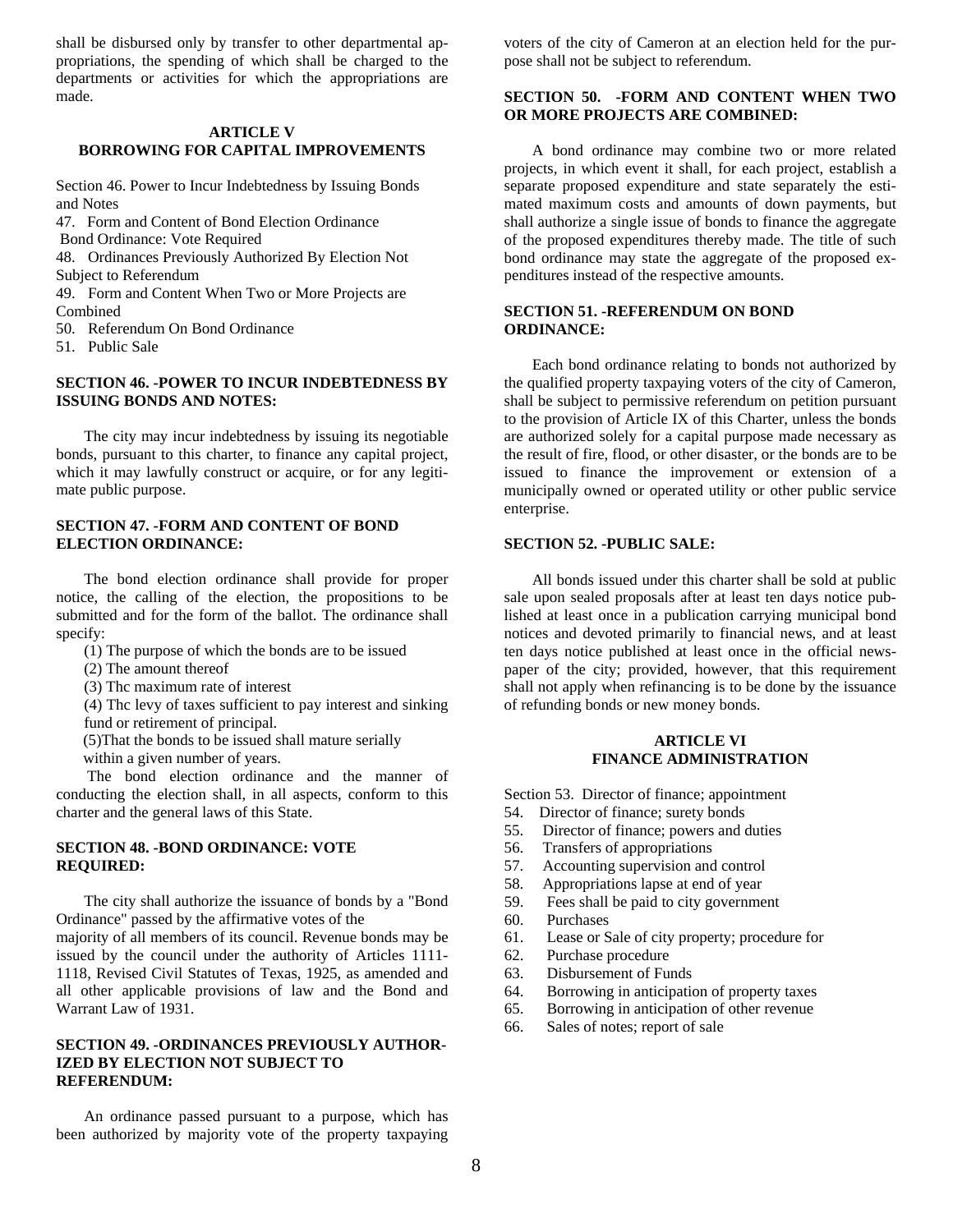shall be disbursed only by transfer to other departmental appropriations, the spending of which shall be charged to the departments or activities for which the appropriations are made.

## ARTICLE V
## BORROWING FOR CAPITAL IMPROVEMENTS

Section 46. Power to Incur Indebtedness by Issuing Bonds and Notes
47. Form and Content of Bond Election Ordinance
Bond Ordinance: Vote Required
48. Ordinances Previously Authorized By Election Not Subject to Referendum
49. Form and Content When Two or More Projects are Combined
50. Referendum On Bond Ordinance
51. Public Sale

### SECTION 46. -POWER TO INCUR INDEBTEDNESS BY ISSUING BONDS AND NOTES:

The city may incur indebtedness by issuing its negotiable bonds, pursuant to this charter, to finance any capital project, which it may lawfully construct or acquire, or for any legitimate public purpose.

### SECTION 47. -FORM AND CONTENT OF BOND ELECTION ORDINANCE:

The bond election ordinance shall provide for proper notice, the calling of the election, the propositions to be submitted and for the form of the ballot. The ordinance shall specify:

(1) The purpose of which the bonds are to be issued
(2) The amount thereof
(3) Thc maximum rate of interest
(4) Thc levy of taxes sufficient to pay interest and sinking fund or retirement of principal.
(5)That the bonds to be issued shall mature serially within a given number of years.

The bond election ordinance and the manner of conducting the election shall, in all aspects, conform to this charter and the general laws of this State.

### SECTION 48. -BOND ORDINANCE: VOTE REQUIRED:

The city shall authorize the issuance of bonds by a "Bond Ordinance" passed by the affirmative votes of the majority of all members of its council. Revenue bonds may be issued by the council under the authority of Articles 1111-1118, Revised Civil Statutes of Texas, 1925, as amended and all other applicable provisions of law and the Bond and Warrant Law of 1931.

### SECTION 49. -ORDINANCES PREVIOUSLY AUTHORIZED BY ELECTION NOT SUBJECT TO REFERENDUM:

An ordinance passed pursuant to a purpose, which has been authorized by majority vote of the property taxpaying voters of the city of Cameron at an election held for the purpose shall not be subject to referendum.

### SECTION 50. -FORM AND CONTENT WHEN TWO OR MORE PROJECTS ARE COMBINED:

A bond ordinance may combine two or more related projects, in which event it shall, for each project, establish a separate proposed expenditure and state separately the estimated maximum costs and amounts of down payments, but shall authorize a single issue of bonds to finance the aggregate of the proposed expenditures thereby made. The title of such bond ordinance may state the aggregate of the proposed expenditures instead of the respective amounts.

### SECTION 51. -REFERENDUM ON BOND ORDINANCE:

Each bond ordinance relating to bonds not authorized by the qualified property taxpaying voters of the city of Cameron, shall be subject to permissive referendum on petition pursuant to the provision of Article IX of this Charter, unless the bonds are authorized solely for a capital purpose made necessary as the result of fire, flood, or other disaster, or the bonds are to be issued to finance the improvement or extension of a municipally owned or operated utility or other public service enterprise.

### SECTION 52. -PUBLIC SALE:

All bonds issued under this charter shall be sold at public sale upon sealed proposals after at least ten days notice published at least once in a publication carrying municipal bond notices and devoted primarily to financial news, and at least ten days notice published at least once in the official newspaper of the city; provided, however, that this requirement shall not apply when refinancing is to be done by the issuance of refunding bonds or new money bonds.

## ARTICLE VI
## FINANCE ADMINISTRATION

Section 53. Director of finance; appointment
54. Director of finance; surety bonds
55. Director of finance; powers and duties
56. Transfers of appropriations
57. Accounting supervision and control
58. Appropriations lapse at end of year
59. Fees shall be paid to city government
60. Purchases
61. Lease or Sale of city property; procedure for
62. Purchase procedure
63. Disbursement of Funds
64. Borrowing in anticipation of property taxes
65. Borrowing in anticipation of other revenue
66. Sales of notes; report of sale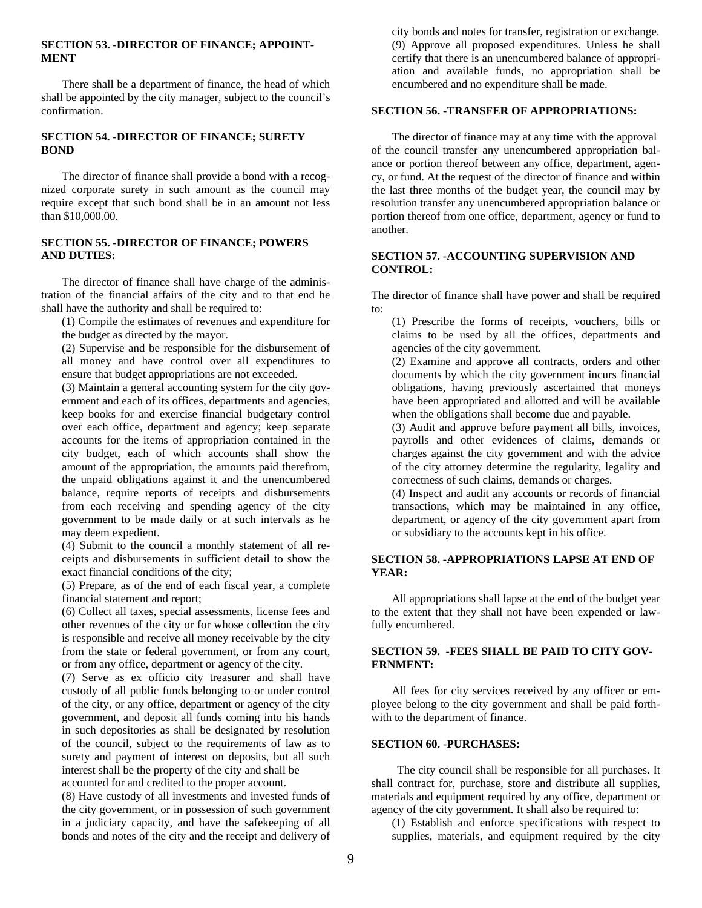### SECTION 53. -DIRECTOR OF FINANCE; APPOINTMENT

There shall be a department of finance, the head of which shall be appointed by the city manager, subject to the council's confirmation.

### SECTION 54. -DIRECTOR OF FINANCE; SURETY BOND

The director of finance shall provide a bond with a recognized corporate surety in such amount as the council may require except that such bond shall be in an amount not less than $10,000.00.

### SECTION 55. -DIRECTOR OF FINANCE; POWERS AND DUTIES:

The director of finance shall have charge of the administration of the financial affairs of the city and to that end he shall have the authority and shall be required to:

(1) Compile the estimates of revenues and expenditure for the budget as directed by the mayor.

(2) Supervise and be responsible for the disbursement of all money and have control over all expenditures to ensure that budget appropriations are not exceeded.

(3) Maintain a general accounting system for the city government and each of its offices, departments and agencies, keep books for and exercise financial budgetary control over each office, department and agency; keep separate accounts for the items of appropriation contained in the city budget, each of which accounts shall show the amount of the appropriation, the amounts paid therefrom, the unpaid obligations against it and the unencumbered balance, require reports of receipts and disbursements from each receiving and spending agency of the city government to be made daily or at such intervals as he may deem expedient.

(4) Submit to the council a monthly statement of all receipts and disbursements in sufficient detail to show the exact financial conditions of the city;

(5) Prepare, as of the end of each fiscal year, a complete financial statement and report;

(6) Collect all taxes, special assessments, license fees and other revenues of the city or for whose collection the city is responsible and receive all money receivable by the city from the state or federal government, or from any court, or from any office, department or agency of the city.

(7) Serve as ex officio city treasurer and shall have custody of all public funds belonging to or under control of the city, or any office, department or agency of the city government, and deposit all funds coming into his hands in such depositories as shall be designated by resolution of the council, subject to the requirements of law as to surety and payment of interest on deposits, but all such interest shall be the property of the city and shall be accounted for and credited to the proper account.

(8) Have custody of all investments and invested funds of the city government, or in possession of such government in a judiciary capacity, and have the safekeeping of all bonds and notes of the city and the receipt and delivery of city bonds and notes for transfer, registration or exchange.

(9) Approve all proposed expenditures. Unless he shall certify that there is an unencumbered balance of appropriation and available funds, no appropriation shall be encumbered and no expenditure shall be made.

### SECTION 56. -TRANSFER OF APPROPRIATIONS:

The director of finance may at any time with the approval of the council transfer any unencumbered appropriation balance or portion thereof between any office, department, agency, or fund. At the request of the director of finance and within the last three months of the budget year, the council may by resolution transfer any unencumbered appropriation balance or portion thereof from one office, department, agency or fund to another.

### SECTION 57. -ACCOUNTING SUPERVISION AND CONTROL:

The director of finance shall have power and shall be required to:

(1) Prescribe the forms of receipts, vouchers, bills or claims to be used by all the offices, departments and agencies of the city government.

(2) Examine and approve all contracts, orders and other documents by which the city government incurs financial obligations, having previously ascertained that moneys have been appropriated and allotted and will be available when the obligations shall become due and payable.

(3) Audit and approve before payment all bills, invoices, payrolls and other evidences of claims, demands or charges against the city government and with the advice of the city attorney determine the regularity, legality and correctness of such claims, demands or charges.

(4) Inspect and audit any accounts or records of financial transactions, which may be maintained in any office, department, or agency of the city government apart from or subsidiary to the accounts kept in his office.

### SECTION 58. -APPROPRIATIONS LAPSE AT END OF YEAR:

All appropriations shall lapse at the end of the budget year to the extent that they shall not have been expended or lawfully encumbered.

### SECTION 59. -FEES SHALL BE PAID TO CITY GOVERNMENT:

All fees for city services received by any officer or employee belong to the city government and shall be paid forthwith to the department of finance.

### SECTION 60. -PURCHASES:

The city council shall be responsible for all purchases. It shall contract for, purchase, store and distribute all supplies, materials and equipment required by any office, department or agency of the city government. It shall also be required to:

(1) Establish and enforce specifications with respect to supplies, materials, and equipment required by the city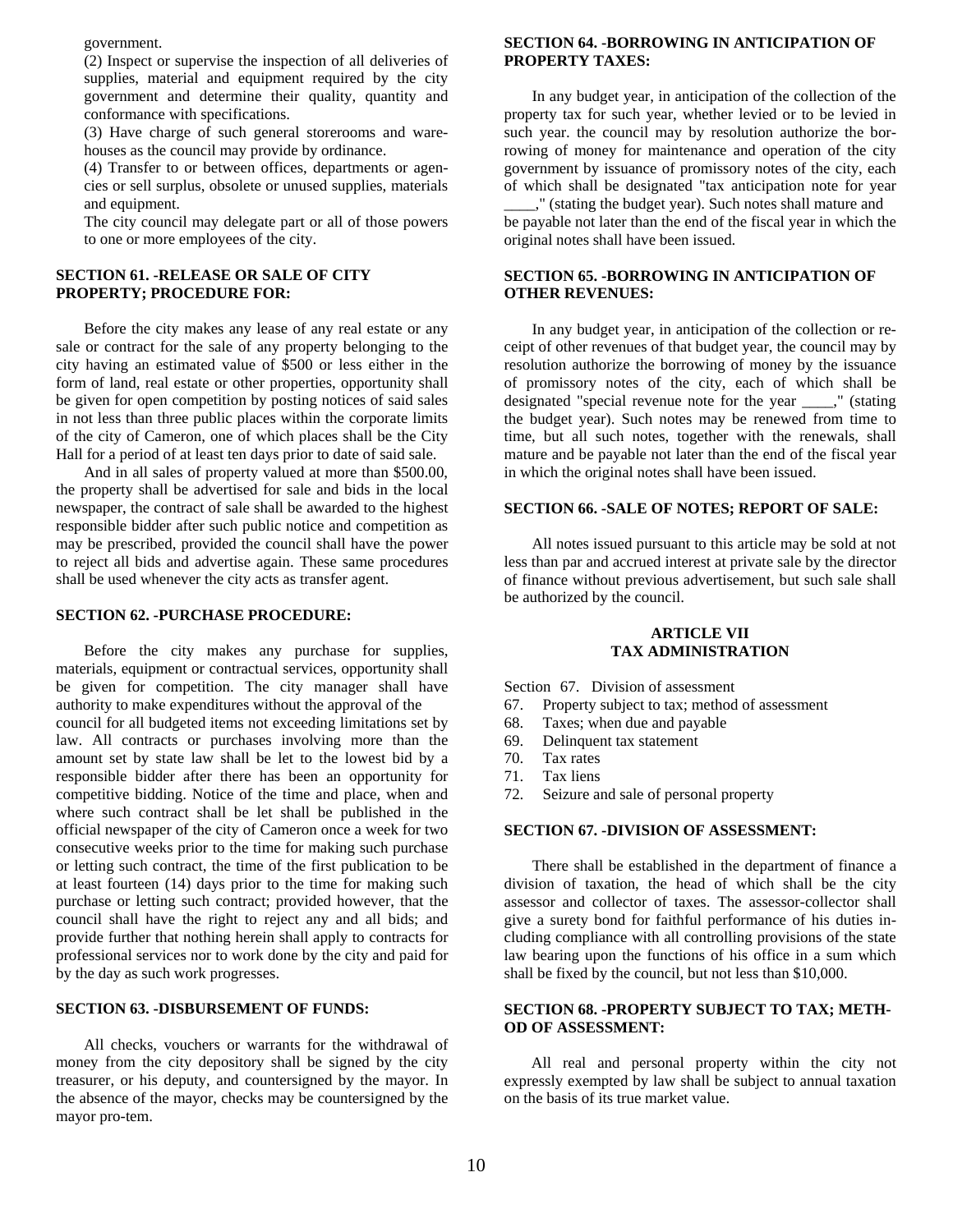government.

(2) Inspect or supervise the inspection of all deliveries of supplies, material and equipment required by the city government and determine their quality, quantity and conformance with specifications.

(3) Have charge of such general storerooms and warehouses as the council may provide by ordinance.

(4) Transfer to or between offices, departments or agencies or sell surplus, obsolete or unused supplies, materials and equipment.

The city council may delegate part or all of those powers to one or more employees of the city.

**SECTION 61. -RELEASE OR SALE OF CITY PROPERTY; PROCEDURE FOR:**

Before the city makes any lease of any real estate or any sale or contract for the sale of any property belonging to the city having an estimated value of $500 or less either in the form of land, real estate or other properties, opportunity shall be given for open competition by posting notices of said sales in not less than three public places within the corporate limits of the city of Cameron, one of which places shall be the City Hall for a period of at least ten days prior to date of said sale.

And in all sales of property valued at more than $500.00, the property shall be advertised for sale and bids in the local newspaper, the contract of sale shall be awarded to the highest responsible bidder after such public notice and competition as may be prescribed, provided the council shall have the power to reject all bids and advertise again. These same procedures shall be used whenever the city acts as transfer agent.

**SECTION 62. -PURCHASE PROCEDURE:**

Before the city makes any purchase for supplies, materials, equipment or contractual services, opportunity shall be given for competition. The city manager shall have authority to make expenditures without the approval of the council for all budgeted items not exceeding limitations set by law. All contracts or purchases involving more than the amount set by state law shall be let to the lowest bid by a responsible bidder after there has been an opportunity for competitive bidding. Notice of the time and place, when and where such contract shall be let shall be published in the official newspaper of the city of Cameron once a week for two consecutive weeks prior to the time for making such purchase or letting such contract, the time of the first publication to be at least fourteen (14) days prior to the time for making such purchase or letting such contract; provided however, that the council shall have the right to reject any and all bids; and provide further that nothing herein shall apply to contracts for professional services nor to work done by the city and paid for by the day as such work progresses.

**SECTION 63. -DISBURSEMENT OF FUNDS:**

All checks, vouchers or warrants for the withdrawal of money from the city depository shall be signed by the city treasurer, or his deputy, and countersigned by the mayor. In the absence of the mayor, checks may be countersigned by the mayor pro-tem.

**SECTION 64. -BORROWING IN ANTICIPATION OF PROPERTY TAXES:**

In any budget year, in anticipation of the collection of the property tax for such year, whether levied or to be levied in such year. the council may by resolution authorize the borrowing of money for maintenance and operation of the city government by issuance of promissory notes of the city, each of which shall be designated "tax anticipation note for year ____," (stating the budget year). Such notes shall mature and be payable not later than the end of the fiscal year in which the original notes shall have been issued.

**SECTION 65. -BORROWING IN ANTICIPATION OF OTHER REVENUES:**

In any budget year, in anticipation of the collection or receipt of other revenues of that budget year, the council may by resolution authorize the borrowing of money by the issuance of promissory notes of the city, each of which shall be designated "special revenue note for the year ____," (stating the budget year). Such notes may be renewed from time to time, but all such notes, together with the renewals, shall mature and be payable not later than the end of the fiscal year in which the original notes shall have been issued.

**SECTION 66. -SALE OF NOTES; REPORT OF SALE:**

All notes issued pursuant to this article may be sold at not less than par and accrued interest at private sale by the director of finance without previous advertisement, but such sale shall be authorized by the council.

## ARTICLE VII
## TAX ADMINISTRATION

Section 67. Division of assessment
67. Property subject to tax; method of assessment
68. Taxes; when due and payable
69. Delinquent tax statement
70. Tax rates
71. Tax liens
72. Seizure and sale of personal property

**SECTION 67. -DIVISION OF ASSESSMENT:**

There shall be established in the department of finance a division of taxation, the head of which shall be the city assessor and collector of taxes. The assessor-collector shall give a surety bond for faithful performance of his duties including compliance with all controlling provisions of the state law bearing upon the functions of his office in a sum which shall be fixed by the council, but not less than $10,000.

**SECTION 68. -PROPERTY SUBJECT TO TAX; METHOD OF ASSESSMENT:**

All real and personal property within the city not expressly exempted by law shall be subject to annual taxation on the basis of its true market value.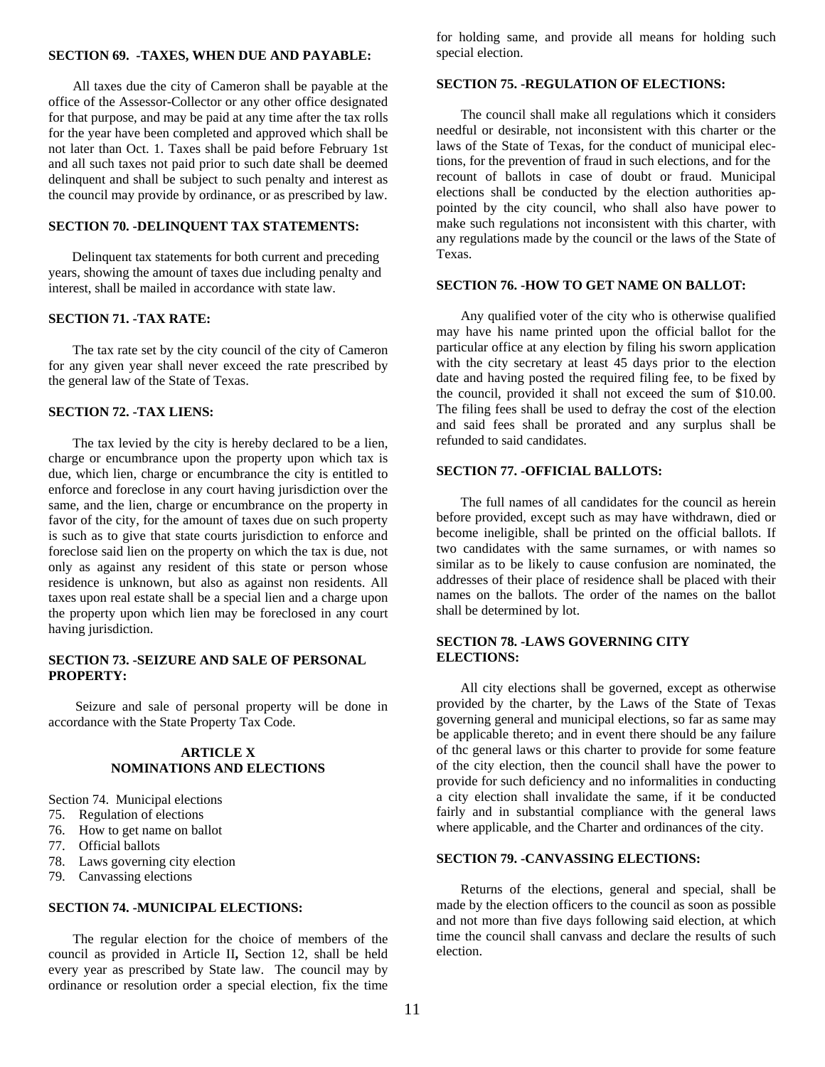### SECTION 69. -TAXES, WHEN DUE AND PAYABLE:

All taxes due the city of Cameron shall be payable at the office of the Assessor-Collector or any other office designated for that purpose, and may be paid at any time after the tax rolls for the year have been completed and approved which shall be not later than Oct. 1. Taxes shall be paid before February 1st and all such taxes not paid prior to such date shall be deemed delinquent and shall be subject to such penalty and interest as the council may provide by ordinance, or as prescribed by law.

### SECTION 70. -DELINQUENT TAX STATEMENTS:

Delinquent tax statements for both current and preceding years, showing the amount of taxes due including penalty and interest, shall be mailed in accordance with state law.

### SECTION 71. -TAX RATE:

The tax rate set by the city council of the city of Cameron for any given year shall never exceed the rate prescribed by the general law of the State of Texas.

### SECTION 72. -TAX LIENS:

The tax levied by the city is hereby declared to be a lien, charge or encumbrance upon the property upon which tax is due, which lien, charge or encumbrance the city is entitled to enforce and foreclose in any court having jurisdiction over the same, and the lien, charge or encumbrance on the property in favor of the city, for the amount of taxes due on such property is such as to give that state courts jurisdiction to enforce and foreclose said lien on the property on which the tax is due, not only as against any resident of this state or person whose residence is unknown, but also as against non residents. All taxes upon real estate shall be a special lien and a charge upon the property upon which lien may be foreclosed in any court having jurisdiction.

### SECTION 73. -SEIZURE AND SALE OF PERSONAL PROPERTY:

Seizure and sale of personal property will be done in accordance with the State Property Tax Code.

## ARTICLE X
## NOMINATIONS AND ELECTIONS

Section 74. Municipal elections
75. Regulation of elections
76. How to get name on ballot
77. Official ballots
78. Laws governing city election
79. Canvassing elections

### SECTION 74. -MUNICIPAL ELECTIONS:

The regular election for the choice of members of the council as provided in Article II**,** Section 12, shall be held every year as prescribed by State law. The council may by ordinance or resolution order a special election, fix the time for holding same, and provide all means for holding such special election.

### SECTION 75. -REGULATION OF ELECTIONS:

The council shall make all regulations which it considers needful or desirable, not inconsistent with this charter or the laws of the State of Texas, for the conduct of municipal elections, for the prevention of fraud in such elections, and for the recount of ballots in case of doubt or fraud. Municipal elections shall be conducted by the election authorities appointed by the city council, who shall also have power to make such regulations not inconsistent with this charter, with any regulations made by the council or the laws of the State of Texas.

### SECTION 76. -HOW TO GET NAME ON BALLOT:

Any qualified voter of the city who is otherwise qualified may have his name printed upon the official ballot for the particular office at any election by filing his sworn application with the city secretary at least 45 days prior to the election date and having posted the required filing fee, to be fixed by the council, provided it shall not exceed the sum of $10.00. The filing fees shall be used to defray the cost of the election and said fees shall be prorated and any surplus shall be refunded to said candidates.

### SECTION 77. -OFFICIAL BALLOTS:

The full names of all candidates for the council as herein before provided, except such as may have withdrawn, died or become ineligible, shall be printed on the official ballots. If two candidates with the same surnames, or with names so similar as to be likely to cause confusion are nominated, the addresses of their place of residence shall be placed with their names on the ballots. The order of the names on the ballot shall be determined by lot.

### SECTION 78. -LAWS GOVERNING CITY ELECTIONS:

All city elections shall be governed, except as otherwise provided by the charter, by the Laws of the State of Texas governing general and municipal elections, so far as same may be applicable thereto; and in event there should be any failure of thc general laws or this charter to provide for some feature of the city election, then the council shall have the power to provide for such deficiency and no informalities in conducting a city election shall invalidate the same, if it be conducted fairly and in substantial compliance with the general laws where applicable, and the Charter and ordinances of the city.

### SECTION 79. -CANVASSING ELECTIONS:

Returns of the elections, general and special, shall be made by the election officers to the council as soon as possible and not more than five days following said election, at which time the council shall canvass and declare the results of such election.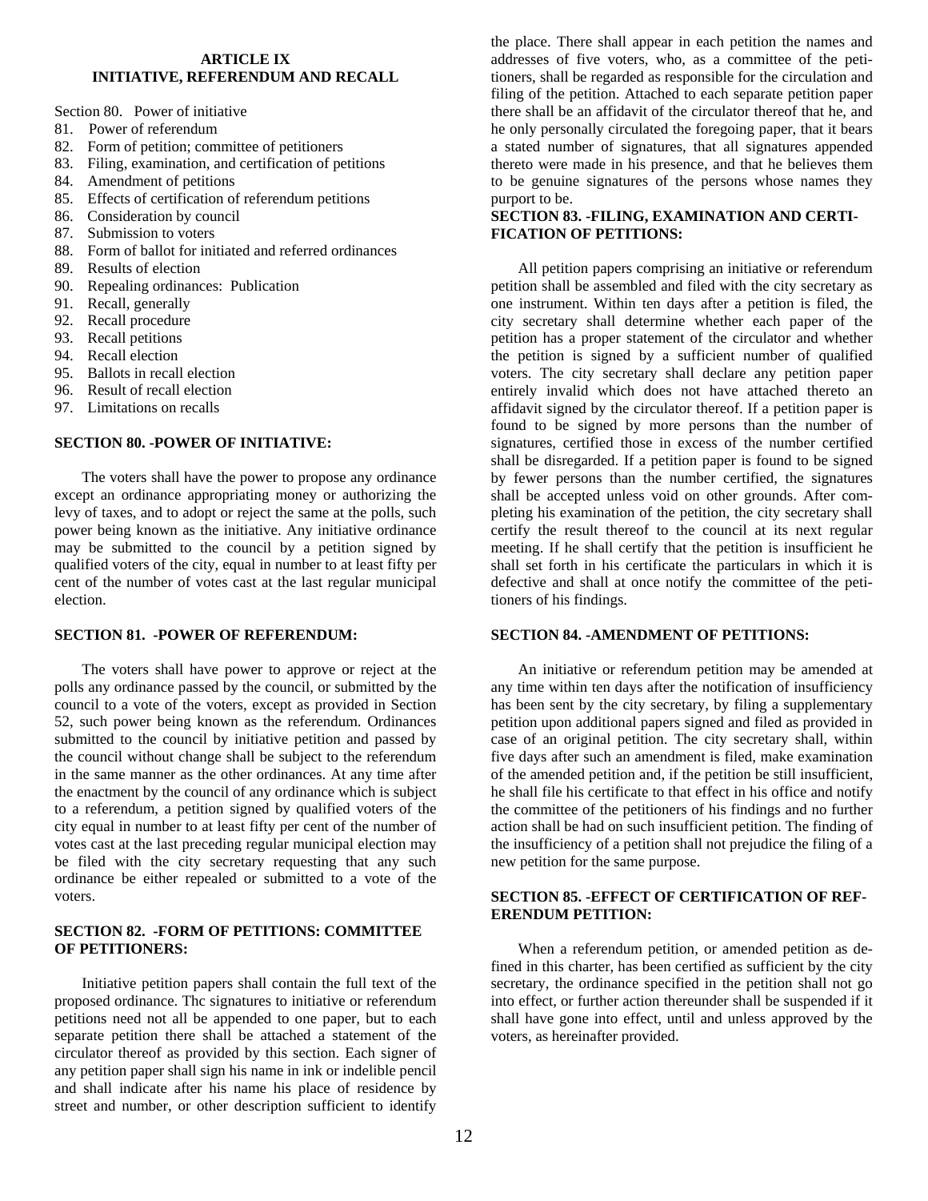## ARTICLE IX
## INITIATIVE, REFERENDUM AND RECALL

Section 80. Power of initiative
81. Power of referendum
82. Form of petition; committee of petitioners
83. Filing, examination, and certification of petitions
84. Amendment of petitions
85. Effects of certification of referendum petitions
86. Consideration by council
87. Submission to voters
88. Form of ballot for initiated and referred ordinances
89. Results of election
90. Repealing ordinances: Publication
91. Recall, generally
92. Recall procedure
93. Recall petitions
94. Recall election
95. Ballots in recall election
96. Result of recall election
97. Limitations on recalls

### SECTION 80. -POWER OF INITIATIVE:

The voters shall have the power to propose any ordinance except an ordinance appropriating money or authorizing the levy of taxes, and to adopt or reject the same at the polls, such power being known as the initiative. Any initiative ordinance may be submitted to the council by a petition signed by qualified voters of the city, equal in number to at least fifty per cent of the number of votes cast at the last regular municipal election.

### SECTION 81. -POWER OF REFERENDUM:

The voters shall have power to approve or reject at the polls any ordinance passed by the council, or submitted by the council to a vote of the voters, except as provided in Section 52, such power being known as the referendum. Ordinances submitted to the council by initiative petition and passed by the council without change shall be subject to the referendum in the same manner as the other ordinances. At any time after the enactment by the council of any ordinance which is subject to a referendum, a petition signed by qualified voters of the city equal in number to at least fifty per cent of the number of votes cast at the last preceding regular municipal election may be filed with the city secretary requesting that any such ordinance be either repealed or submitted to a vote of the voters.

### SECTION 82. -FORM OF PETITIONS: COMMITTEE OF PETITIONERS:

Initiative petition papers shall contain the full text of the proposed ordinance. Thc signatures to initiative or referendum petitions need not all be appended to one paper, but to each separate petition there shall be attached a statement of the circulator thereof as provided by this section. Each signer of any petition paper shall sign his name in ink or indelible pencil and shall indicate after his name his place of residence by street and number, or other description sufficient to identify the place. There shall appear in each petition the names and addresses of five voters, who, as a committee of the petitioners, shall be regarded as responsible for the circulation and filing of the petition. Attached to each separate petition paper there shall be an affidavit of the circulator thereof that he, and he only personally circulated the foregoing paper, that it bears a stated number of signatures, that all signatures appended thereto were made in his presence, and that he believes them to be genuine signatures of the persons whose names they purport to be.

### SECTION 83. -FILING, EXAMINATION AND CERTIFICATION OF PETITIONS:

All petition papers comprising an initiative or referendum petition shall be assembled and filed with the city secretary as one instrument. Within ten days after a petition is filed, the city secretary shall determine whether each paper of the petition has a proper statement of the circulator and whether the petition is signed by a sufficient number of qualified voters. The city secretary shall declare any petition paper entirely invalid which does not have attached thereto an affidavit signed by the circulator thereof. If a petition paper is found to be signed by more persons than the number of signatures, certified those in excess of the number certified shall be disregarded. If a petition paper is found to be signed by fewer persons than the number certified, the signatures shall be accepted unless void on other grounds. After completing his examination of the petition, the city secretary shall certify the result thereof to the council at its next regular meeting. If he shall certify that the petition is insufficient he shall set forth in his certificate the particulars in which it is defective and shall at once notify the committee of the petitioners of his findings.

### SECTION 84. -AMENDMENT OF PETITIONS:

An initiative or referendum petition may be amended at any time within ten days after the notification of insufficiency has been sent by the city secretary, by filing a supplementary petition upon additional papers signed and filed as provided in case of an original petition. The city secretary shall, within five days after such an amendment is filed, make examination of the amended petition and, if the petition be still insufficient, he shall file his certificate to that effect in his office and notify the committee of the petitioners of his findings and no further action shall be had on such insufficient petition. The finding of the insufficiency of a petition shall not prejudice the filing of a new petition for the same purpose.

### SECTION 85. -EFFECT OF CERTIFICATION OF REFERENDUM PETITION:

When a referendum petition, or amended petition as defined in this charter, has been certified as sufficient by the city secretary, the ordinance specified in the petition shall not go into effect, or further action thereunder shall be suspended if it shall have gone into effect, until and unless approved by the voters, as hereinafter provided.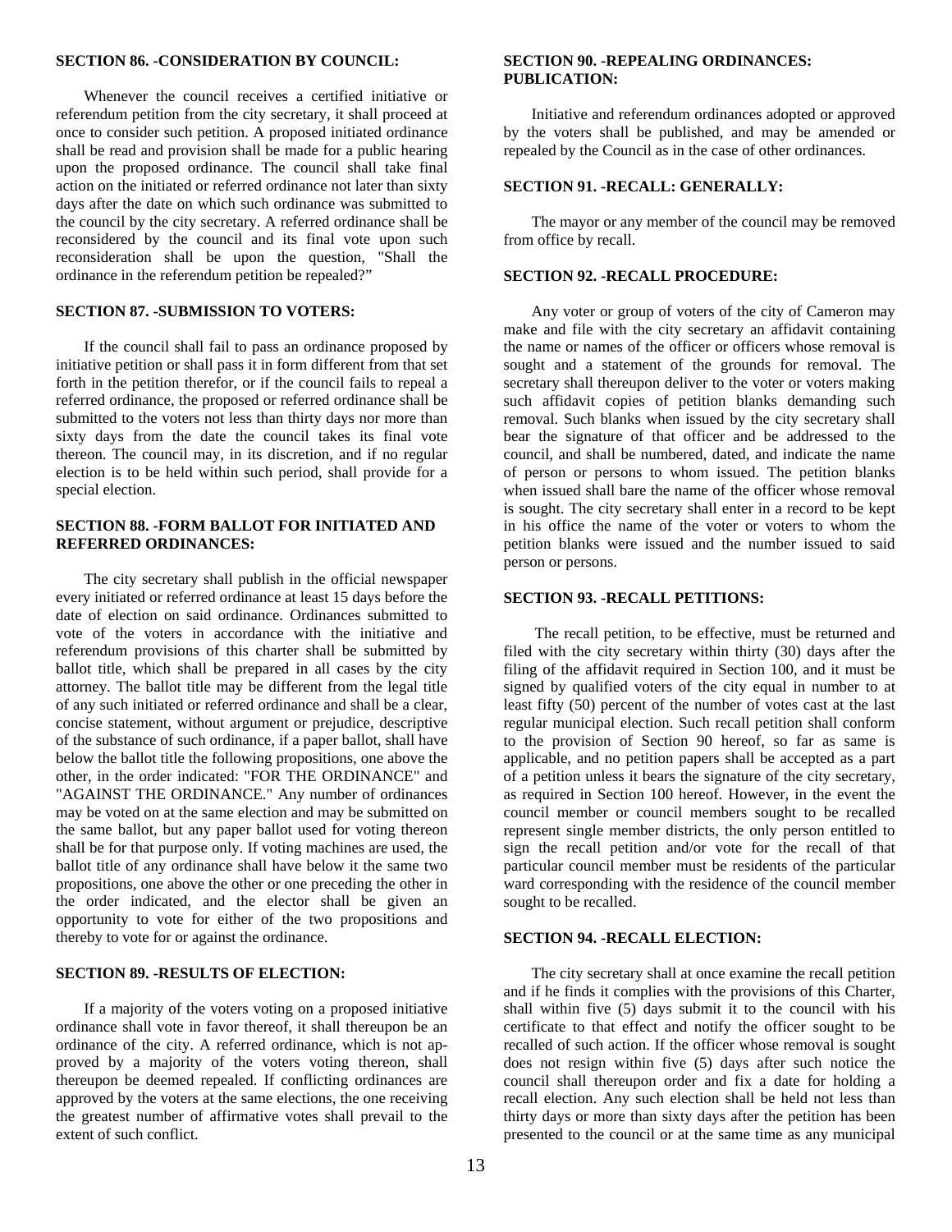### SECTION 86. -CONSIDERATION BY COUNCIL:

Whenever the council receives a certified initiative or referendum petition from the city secretary, it shall proceed at once to consider such petition. A proposed initiated ordinance shall be read and provision shall be made for a public hearing upon the proposed ordinance. The council shall take final action on the initiated or referred ordinance not later than sixty days after the date on which such ordinance was submitted to the council by the city secretary. A referred ordinance shall be reconsidered by the council and its final vote upon such reconsideration shall be upon the question, "Shall the ordinance in the referendum petition be repealed?"

### SECTION 87. -SUBMISSION TO VOTERS:

If the council shall fail to pass an ordinance proposed by initiative petition or shall pass it in form different from that set forth in the petition therefor, or if the council fails to repeal a referred ordinance, the proposed or referred ordinance shall be submitted to the voters not less than thirty days nor more than sixty days from the date the council takes its final vote thereon. The council may, in its discretion, and if no regular election is to be held within such period, shall provide for a special election.

### SECTION 88. -FORM BALLOT FOR INITIATED AND REFERRED ORDINANCES:

The city secretary shall publish in the official newspaper every initiated or referred ordinance at least 15 days before the date of election on said ordinance. Ordinances submitted to vote of the voters in accordance with the initiative and referendum provisions of this charter shall be submitted by ballot title, which shall be prepared in all cases by the city attorney. The ballot title may be different from the legal title of any such initiated or referred ordinance and shall be a clear, concise statement, without argument or prejudice, descriptive of the substance of such ordinance, if a paper ballot, shall have below the ballot title the following propositions, one above the other, in the order indicated: "FOR THE ORDINANCE" and "AGAINST THE ORDINANCE." Any number of ordinances may be voted on at the same election and may be submitted on the same ballot, but any paper ballot used for voting thereon shall be for that purpose only. If voting machines are used, the ballot title of any ordinance shall have below it the same two propositions, one above the other or one preceding the other in the order indicated, and the elector shall be given an opportunity to vote for either of the two propositions and thereby to vote for or against the ordinance.

### SECTION 89. -RESULTS OF ELECTION:

If a majority of the voters voting on a proposed initiative ordinance shall vote in favor thereof, it shall thereupon be an ordinance of the city. A referred ordinance, which is not approved by a majority of the voters voting thereon, shall thereupon be deemed repealed. If conflicting ordinances are approved by the voters at the same elections, the one receiving the greatest number of affirmative votes shall prevail to the extent of such conflict.

### SECTION 90. -REPEALING ORDINANCES: PUBLICATION:

Initiative and referendum ordinances adopted or approved by the voters shall be published, and may be amended or repealed by the Council as in the case of other ordinances.

### SECTION 91. -RECALL: GENERALLY:

The mayor or any member of the council may be removed from office by recall.

### SECTION 92. -RECALL PROCEDURE:

Any voter or group of voters of the city of Cameron may make and file with the city secretary an affidavit containing the name or names of the officer or officers whose removal is sought and a statement of the grounds for removal. The secretary shall thereupon deliver to the voter or voters making such affidavit copies of petition blanks demanding such removal. Such blanks when issued by the city secretary shall bear the signature of that officer and be addressed to the council, and shall be numbered, dated, and indicate the name of person or persons to whom issued. The petition blanks when issued shall bare the name of the officer whose removal is sought. The city secretary shall enter in a record to be kept in his office the name of the voter or voters to whom the petition blanks were issued and the number issued to said person or persons.

### SECTION 93. -RECALL PETITIONS:

The recall petition, to be effective, must be returned and filed with the city secretary within thirty (30) days after the filing of the affidavit required in Section 100, and it must be signed by qualified voters of the city equal in number to at least fifty (50) percent of the number of votes cast at the last regular municipal election. Such recall petition shall conform to the provision of Section 90 hereof, so far as same is applicable, and no petition papers shall be accepted as a part of a petition unless it bears the signature of the city secretary, as required in Section 100 hereof. However, in the event the council member or council members sought to be recalled represent single member districts, the only person entitled to sign the recall petition and/or vote for the recall of that particular council member must be residents of the particular ward corresponding with the residence of the council member sought to be recalled.

### SECTION 94. -RECALL ELECTION:

The city secretary shall at once examine the recall petition and if he finds it complies with the provisions of this Charter, shall within five (5) days submit it to the council with his certificate to that effect and notify the officer sought to be recalled of such action. If the officer whose removal is sought does not resign within five (5) days after such notice the council shall thereupon order and fix a date for holding a recall election. Any such election shall be held not less than thirty days or more than sixty days after the petition has been presented to the council or at the same time as any municipal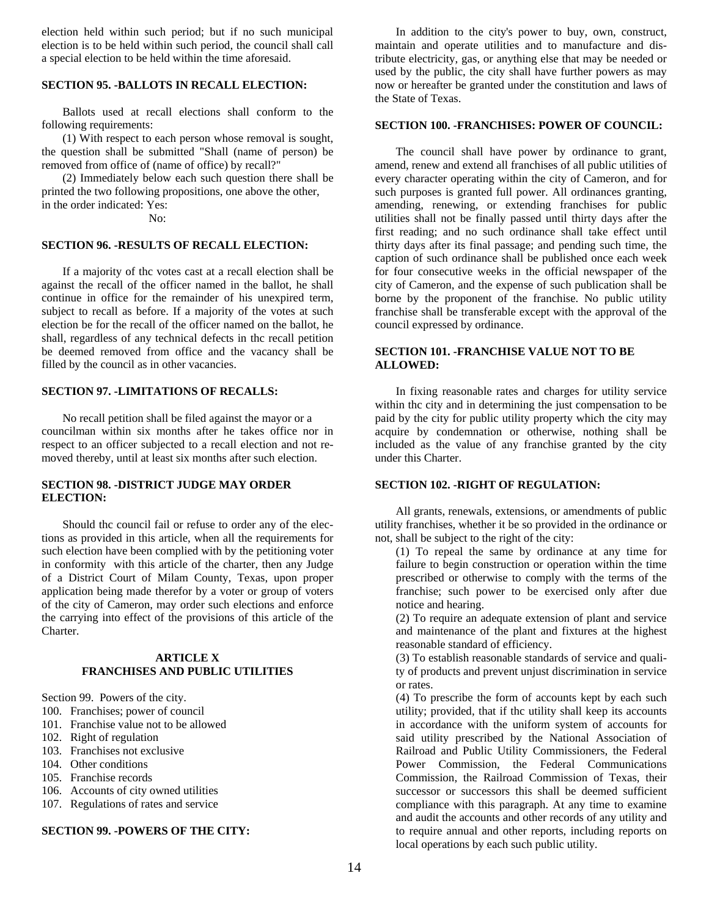election held within such period; but if no such municipal election is to be held within such period, the council shall call a special election to be held within the time aforesaid.

### SECTION 95. -BALLOTS IN RECALL ELECTION:

Ballots used at recall elections shall conform to the following requirements:

(1) With respect to each person whose removal is sought, the question shall be submitted "Shall (name of person) be removed from office of (name of office) by recall?"

(2) Immediately below each such question there shall be printed the two following propositions, one above the other, in the order indicated: Yes:

No:

### SECTION 96. -RESULTS OF RECALL ELECTION:

If a majority of thc votes cast at a recall election shall be against the recall of the officer named in the ballot, he shall continue in office for the remainder of his unexpired term, subject to recall as before. If a majority of the votes at such election be for the recall of the officer named on the ballot, he shall, regardless of any technical defects in thc recall petition be deemed removed from office and the vacancy shall be filled by the council as in other vacancies.

### SECTION 97. -LIMITATIONS OF RECALLS:

No recall petition shall be filed against the mayor or a councilman within six months after he takes office nor in respect to an officer subjected to a recall election and not removed thereby, until at least six months after such election.

### SECTION 98. -DISTRICT JUDGE MAY ORDER ELECTION:

Should thc council fail or refuse to order any of the elections as provided in this article, when all the requirements for such election have been complied with by the petitioning voter in conformity with this article of the charter, then any Judge of a District Court of Milam County, Texas, upon proper application being made therefor by a voter or group of voters of the city of Cameron, may order such elections and enforce the carrying into effect of the provisions of this article of the Charter.

## ARTICLE X
## FRANCHISES AND PUBLIC UTILITIES

Section 99. Powers of the city.
100. Franchises; power of council
101. Franchise value not to be allowed
102. Right of regulation
103. Franchises not exclusive
104. Other conditions
105. Franchise records
106. Accounts of city owned utilities
107. Regulations of rates and service

### SECTION 99. -POWERS OF THE CITY:

In addition to the city's power to buy, own, construct, maintain and operate utilities and to manufacture and distribute electricity, gas, or anything else that may be needed or used by the public, the city shall have further powers as may now or hereafter be granted under the constitution and laws of the State of Texas.

### SECTION 100. -FRANCHISES: POWER OF COUNCIL:

The council shall have power by ordinance to grant, amend, renew and extend all franchises of all public utilities of every character operating within the city of Cameron, and for such purposes is granted full power. All ordinances granting, amending, renewing, or extending franchises for public utilities shall not be finally passed until thirty days after the first reading; and no such ordinance shall take effect until thirty days after its final passage; and pending such time, the caption of such ordinance shall be published once each week for four consecutive weeks in the official newspaper of the city of Cameron, and the expense of such publication shall be borne by the proponent of the franchise. No public utility franchise shall be transferable except with the approval of the council expressed by ordinance.

### SECTION 101. -FRANCHISE VALUE NOT TO BE ALLOWED:

In fixing reasonable rates and charges for utility service within thc city and in determining the just compensation to be paid by the city for public utility property which the city may acquire by condemnation or otherwise, nothing shall be included as the value of any franchise granted by the city under this Charter.

### SECTION 102. -RIGHT OF REGULATION:

All grants, renewals, extensions, or amendments of public utility franchises, whether it be so provided in the ordinance or not, shall be subject to the right of the city:

(1) To repeal the same by ordinance at any time for failure to begin construction or operation within the time prescribed or otherwise to comply with the terms of the franchise; such power to be exercised only after due notice and hearing.

(2) To require an adequate extension of plant and service and maintenance of the plant and fixtures at the highest reasonable standard of efficiency.

(3) To establish reasonable standards of service and quality of products and prevent unjust discrimination in service or rates.

(4) To prescribe the form of accounts kept by each such utility; provided, that if thc utility shall keep its accounts in accordance with the uniform system of accounts for said utility prescribed by the National Association of Railroad and Public Utility Commissioners, the Federal Power Commission, the Federal Communications Commission, the Railroad Commission of Texas, their successor or successors this shall be deemed sufficient compliance with this paragraph. At any time to examine and audit the accounts and other records of any utility and to require annual and other reports, including reports on local operations by each such public utility.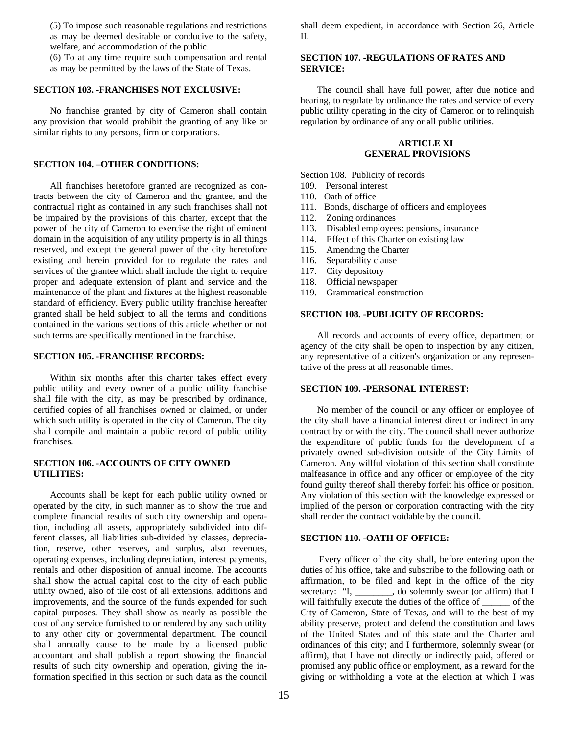(5) To impose such reasonable regulations and restrictions as may be deemed desirable or conducive to the safety, welfare, and accommodation of the public.

(6) To at any time require such compensation and rental as may be permitted by the laws of the State of Texas.

**SECTION 103. -FRANCHISES NOT EXCLUSIVE:**

No franchise granted by city of Cameron shall contain any provision that would prohibit the granting of any like or similar rights to any persons, firm or corporations.

**SECTION 104. –OTHER CONDITIONS:**

All franchises heretofore granted are recognized as contracts between the city of Cameron and thc grantee, and the contractual right as contained in any such franchises shall not be impaired by the provisions of this charter, except that the power of the city of Cameron to exercise the right of eminent domain in the acquisition of any utility property is in all things reserved, and except the general power of the city heretofore existing and herein provided for to regulate the rates and services of the grantee which shall include the right to require proper and adequate extension of plant and service and the maintenance of the plant and fixtures at the highest reasonable standard of efficiency. Every public utility franchise hereafter granted shall be held subject to all the terms and conditions contained in the various sections of this article whether or not such terms are specifically mentioned in the franchise.

**SECTION 105. -FRANCHISE RECORDS:**

Within six months after this charter takes effect every public utility and every owner of a public utility franchise shall file with the city, as may be prescribed by ordinance, certified copies of all franchises owned or claimed, or under which such utility is operated in the city of Cameron. The city shall compile and maintain a public record of public utility franchises.

**SECTION 106. -ACCOUNTS OF CITY OWNED UTILITIES:**

Accounts shall be kept for each public utility owned or operated by the city, in such manner as to show the true and complete financial results of such city ownership and operation, including all assets, appropriately subdivided into different classes, all liabilities sub-divided by classes, depreciation, reserve, other reserves, and surplus, also revenues, operating expenses, including depreciation, interest payments, rentals and other disposition of annual income. The accounts shall show the actual capital cost to the city of each public utility owned, also of tile cost of all extensions, additions and improvements, and the source of the funds expended for such capital purposes. They shall show as nearly as possible the cost of any service furnished to or rendered by any such utility to any other city or governmental department. The council shall annually cause to be made by a licensed public accountant and shall publish a report showing the financial results of such city ownership and operation, giving the information specified in this section or such data as the council shall deem expedient, in accordance with Section 26, Article II.

**SECTION 107. -REGULATIONS OF RATES AND SERVICE:**

The council shall have full power, after due notice and hearing, to regulate by ordinance the rates and service of every public utility operating in the city of Cameron or to relinquish regulation by ordinance of any or all public utilities.

## ARTICLE XI
## GENERAL PROVISIONS

Section 108. Publicity of records
109. Personal interest
110. Oath of office
111. Bonds, discharge of officers and employees
112. Zoning ordinances
113. Disabled employees: pensions, insurance
114. Effect of this Charter on existing law
115. Amending the Charter
116. Separability clause
117. City depository
118. Official newspaper
119. Grammatical construction

**SECTION 108. -PUBLICITY OF RECORDS:**

All records and accounts of every office, department or agency of the city shall be open to inspection by any citizen, any representative of a citizen's organization or any representative of the press at all reasonable times.

**SECTION 109. -PERSONAL INTEREST:**

No member of the council or any officer or employee of the city shall have a financial interest direct or indirect in any contract by or with the city. The council shall never authorize the expenditure of public funds for the development of a privately owned sub-division outside of the City Limits of Cameron. Any willful violation of this section shall constitute malfeasance in office and any officer or employee of the city found guilty thereof shall thereby forfeit his office or position. Any violation of this section with the knowledge expressed or implied of the person or corporation contracting with the city shall render the contract voidable by the council.

**SECTION 110. -OATH OF OFFICE:**

Every officer of the city shall, before entering upon the duties of his office, take and subscribe to the following oath or affirmation, to be filed and kept in the office of the city secretary: "I, ________, do solemnly swear (or affirm) that I will faithfully execute the duties of the office of ______ of the City of Cameron, State of Texas, and will to the best of my ability preserve, protect and defend the constitution and laws of the United States and of this state and the Charter and ordinances of this city; and I furthermore, solemnly swear (or affirm), that I have not directly or indirectly paid, offered or promised any public office or employment, as a reward for the giving or withholding a vote at the election at which I was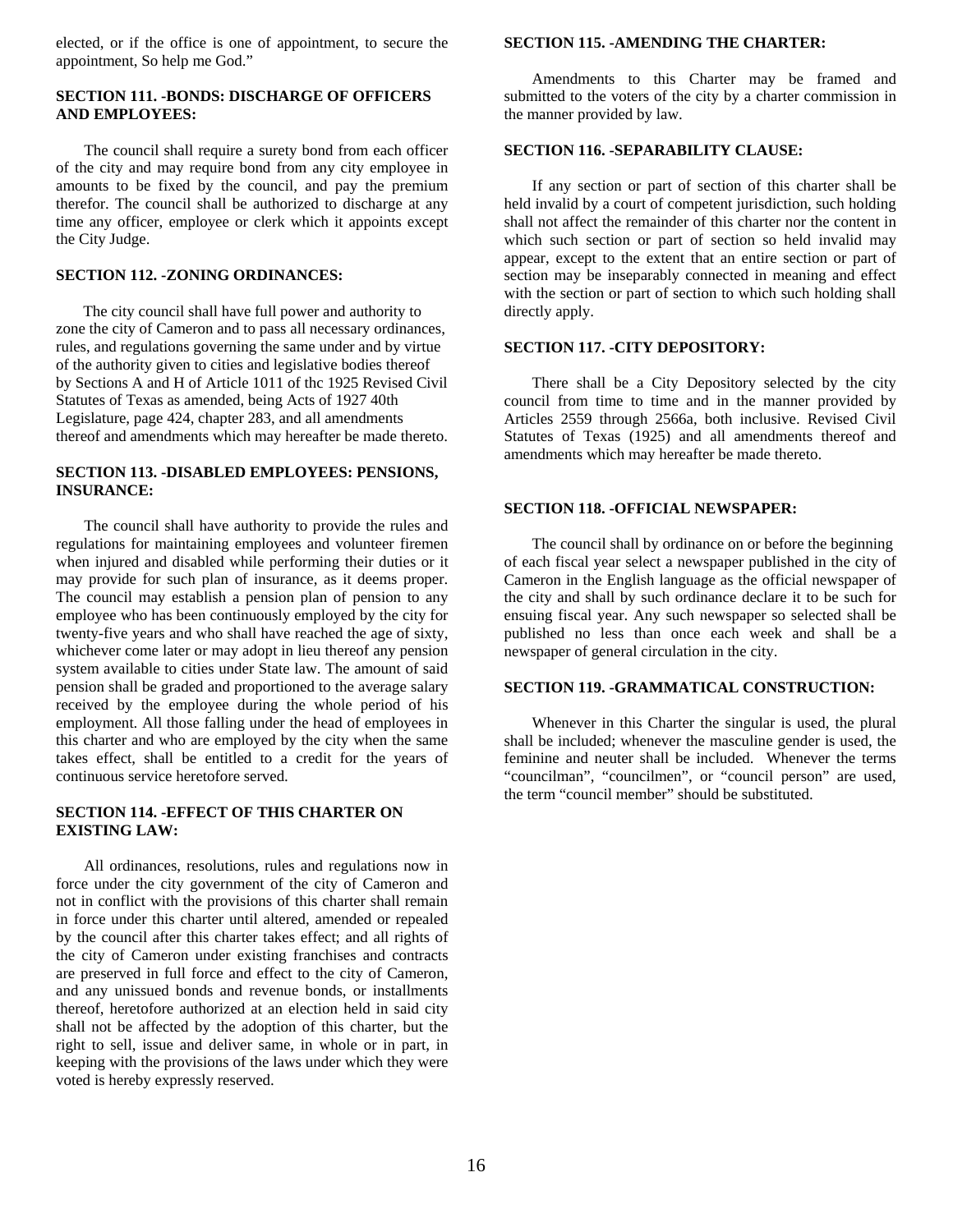elected, or if the office is one of appointment, to secure the appointment, So help me God."

**SECTION 111. -BONDS: DISCHARGE OF OFFICERS AND EMPLOYEES:**

The council shall require a surety bond from each officer of the city and may require bond from any city employee in amounts to be fixed by the council, and pay the premium therefor. The council shall be authorized to discharge at any time any officer, employee or clerk which it appoints except the City Judge.

**SECTION 112. -ZONING ORDINANCES:**

The city council shall have full power and authority to zone the city of Cameron and to pass all necessary ordinances, rules, and regulations governing the same under and by virtue of the authority given to cities and legislative bodies thereof by Sections A and H of Article 1011 of thc 1925 Revised Civil Statutes of Texas as amended, being Acts of 1927 40th Legislature, page 424, chapter 283, and all amendments thereof and amendments which may hereafter be made thereto.

**SECTION 113. -DISABLED EMPLOYEES: PENSIONS, INSURANCE:**

The council shall have authority to provide the rules and regulations for maintaining employees and volunteer firemen when injured and disabled while performing their duties or it may provide for such plan of insurance, as it deems proper. The council may establish a pension plan of pension to any employee who has been continuously employed by the city for twenty-five years and who shall have reached the age of sixty, whichever come later or may adopt in lieu thereof any pension system available to cities under State law. The amount of said pension shall be graded and proportioned to the average salary received by the employee during the whole period of his employment. All those falling under the head of employees in this charter and who are employed by the city when the same takes effect, shall be entitled to a credit for the years of continuous service heretofore served.

**SECTION 114. -EFFECT OF THIS CHARTER ON EXISTING LAW:**

All ordinances, resolutions, rules and regulations now in force under the city government of the city of Cameron and not in conflict with the provisions of this charter shall remain in force under this charter until altered, amended or repealed by the council after this charter takes effect; and all rights of the city of Cameron under existing franchises and contracts are preserved in full force and effect to the city of Cameron, and any unissued bonds and revenue bonds, or installments thereof, heretofore authorized at an election held in said city shall not be affected by the adoption of this charter, but the right to sell, issue and deliver same, in whole or in part, in keeping with the provisions of the laws under which they were voted is hereby expressly reserved.

**SECTION 115. -AMENDING THE CHARTER:**

Amendments to this Charter may be framed and submitted to the voters of the city by a charter commission in the manner provided by law.

**SECTION 116. -SEPARABILITY CLAUSE:**

If any section or part of section of this charter shall be held invalid by a court of competent jurisdiction, such holding shall not affect the remainder of this charter nor the content in which such section or part of section so held invalid may appear, except to the extent that an entire section or part of section may be inseparably connected in meaning and effect with the section or part of section to which such holding shall directly apply.

**SECTION 117. -CITY DEPOSITORY:**

There shall be a City Depository selected by the city council from time to time and in the manner provided by Articles 2559 through 2566a, both inclusive. Revised Civil Statutes of Texas (1925) and all amendments thereof and amendments which may hereafter be made thereto.

**SECTION 118. -OFFICIAL NEWSPAPER:**

The council shall by ordinance on or before the beginning of each fiscal year select a newspaper published in the city of Cameron in the English language as the official newspaper of the city and shall by such ordinance declare it to be such for ensuing fiscal year. Any such newspaper so selected shall be published no less than once each week and shall be a newspaper of general circulation in the city.

**SECTION 119. -GRAMMATICAL CONSTRUCTION:**

Whenever in this Charter the singular is used, the plural shall be included; whenever the masculine gender is used, the feminine and neuter shall be included. Whenever the terms "councilman", "councilmen", or "council person" are used, the term "council member" should be substituted.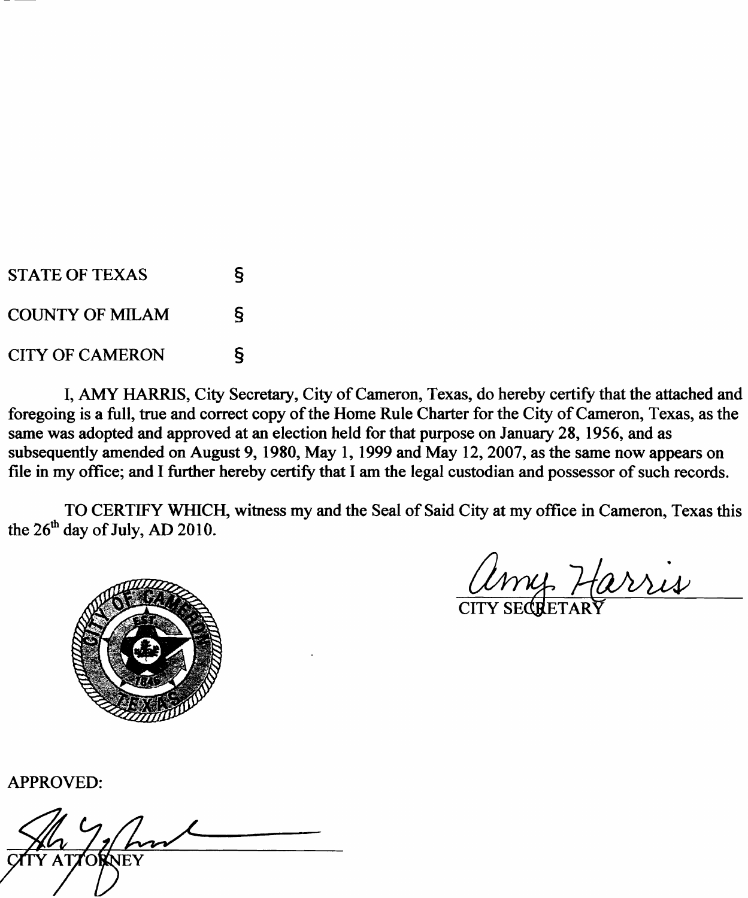STATE OF TEXAS §

COUNTY OF MILAM §

CITY OF CAMERON §

I, AMY HARRIS, City Secretary, City of Cameron, Texas, do hereby certify that the attached and foregoing is a full, true and correct copy of the Home Rule Charter for the City of Cameron, Texas, as the same was adopted and approved at an election held for that purpose on January 28, 1956, and as subsequently amended on August 9, 1980, May 1, 1999 and May 12, 2007, as the same now appears on file in my office; and I further hereby certify that I am the legal custodian and possessor of such records.

TO CERTIFY WHICH, witness my and the Seal of Said City at my office in Cameron, Texas this the 26th day of July, AD 2010.

Amy Harris
CITY SECRETARY

APPROVED:

CITY ATTORNEY